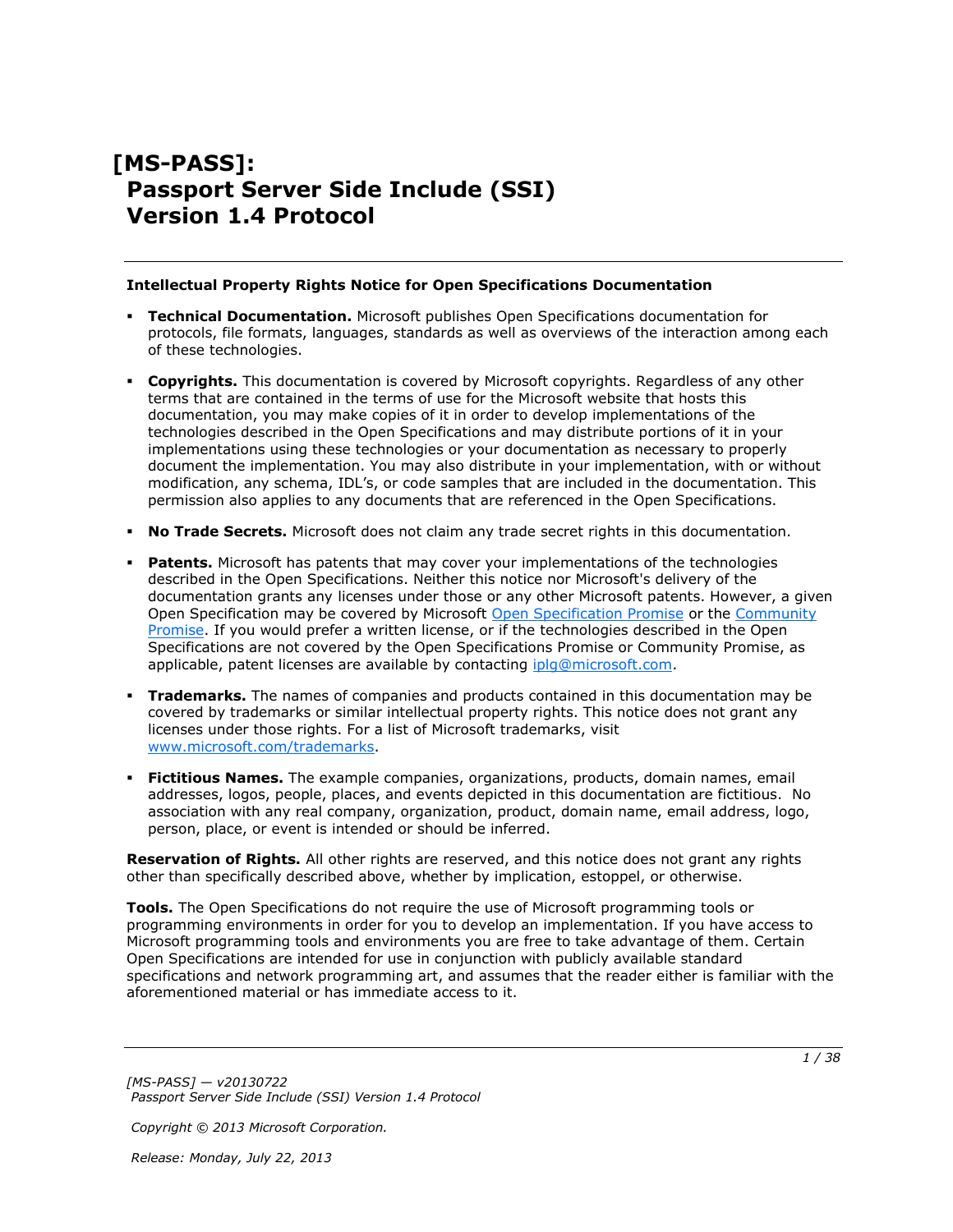# [MS-PASS]: Passport Server Side Include (SSI) Version 1.4 Protocol

**Intellectual Property Rights Notice for Open Specifications Documentation**

- **Technical Documentation.** Microsoft publishes Open Specifications documentation for protocols, file formats, languages, standards as well as overviews of the interaction among each of these technologies.
- **Copyrights.** This documentation is covered by Microsoft copyrights. Regardless of any other terms that are contained in the terms of use for the Microsoft website that hosts this documentation, you may make copies of it in order to develop implementations of the technologies described in the Open Specifications and may distribute portions of it in your implementations using these technologies or your documentation as necessary to properly document the implementation. You may also distribute in your implementation, with or without modification, any schema, IDL's, or code samples that are included in the documentation. This permission also applies to any documents that are referenced in the Open Specifications.
- **No Trade Secrets.** Microsoft does not claim any trade secret rights in this documentation.
- **Patents.** Microsoft has patents that may cover your implementations of the technologies described in the Open Specifications. Neither this notice nor Microsoft's delivery of the documentation grants any licenses under those or any other Microsoft patents. However, a given Open Specification may be covered by Microsoft Open Specification Promise or the Community Promise. If you would prefer a written license, or if the technologies described in the Open Specifications are not covered by the Open Specifications Promise or Community Promise, as applicable, patent licenses are available by contacting iplg@microsoft.com.
- **Trademarks.** The names of companies and products contained in this documentation may be covered by trademarks or similar intellectual property rights. This notice does not grant any licenses under those rights. For a list of Microsoft trademarks, visit www.microsoft.com/trademarks.
- **Fictitious Names.** The example companies, organizations, products, domain names, email addresses, logos, people, places, and events depicted in this documentation are fictitious. No association with any real company, organization, product, domain name, email address, logo, person, place, or event is intended or should be inferred.

**Reservation of Rights.** All other rights are reserved, and this notice does not grant any rights other than specifically described above, whether by implication, estoppel, or otherwise.

**Tools.** The Open Specifications do not require the use of Microsoft programming tools or programming environments in order for you to develop an implementation. If you have access to Microsoft programming tools and environments you are free to take advantage of them. Certain Open Specifications are intended for use in conjunction with publicly available standard specifications and network programming art, and assumes that the reader either is familiar with the aforementioned material or has immediate access to it.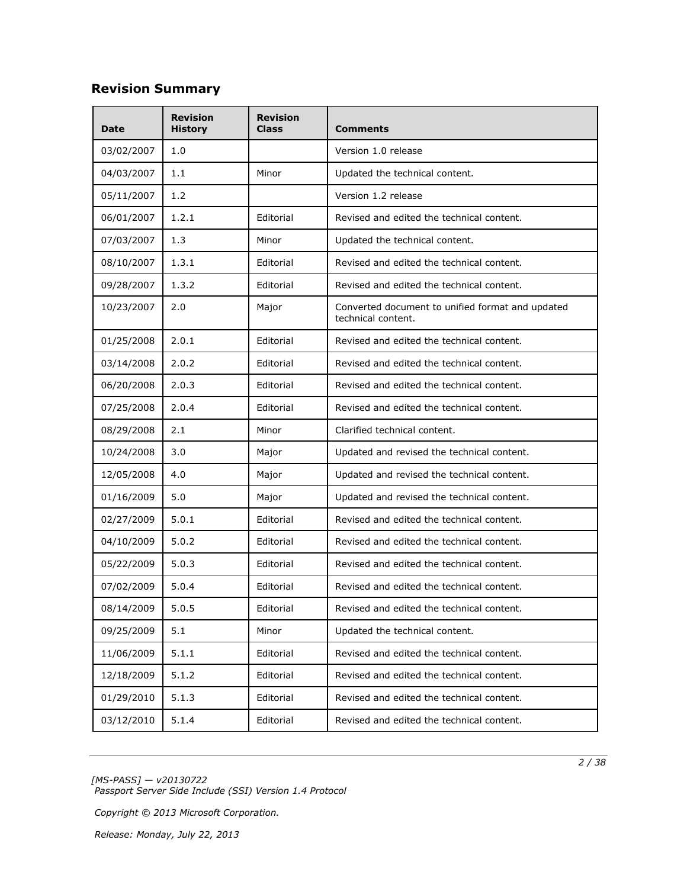## Revision Summary

| Date | Revision History | Revision Class | Comments |
| --- | --- | --- | --- |
| 03/02/2007 | 1.0 | | Version 1.0 release |
| 04/03/2007 | 1.1 | Minor | Updated the technical content. |
| 05/11/2007 | 1.2 | | Version 1.2 release |
| 06/01/2007 | 1.2.1 | Editorial | Revised and edited the technical content. |
| 07/03/2007 | 1.3 | Minor | Updated the technical content. |
| 08/10/2007 | 1.3.1 | Editorial | Revised and edited the technical content. |
| 09/28/2007 | 1.3.2 | Editorial | Revised and edited the technical content. |
| 10/23/2007 | 2.0 | Major | Converted document to unified format and updated technical content. |
| 01/25/2008 | 2.0.1 | Editorial | Revised and edited the technical content. |
| 03/14/2008 | 2.0.2 | Editorial | Revised and edited the technical content. |
| 06/20/2008 | 2.0.3 | Editorial | Revised and edited the technical content. |
| 07/25/2008 | 2.0.4 | Editorial | Revised and edited the technical content. |
| 08/29/2008 | 2.1 | Minor | Clarified technical content. |
| 10/24/2008 | 3.0 | Major | Updated and revised the technical content. |
| 12/05/2008 | 4.0 | Major | Updated and revised the technical content. |
| 01/16/2009 | 5.0 | Major | Updated and revised the technical content. |
| 02/27/2009 | 5.0.1 | Editorial | Revised and edited the technical content. |
| 04/10/2009 | 5.0.2 | Editorial | Revised and edited the technical content. |
| 05/22/2009 | 5.0.3 | Editorial | Revised and edited the technical content. |
| 07/02/2009 | 5.0.4 | Editorial | Revised and edited the technical content. |
| 08/14/2009 | 5.0.5 | Editorial | Revised and edited the technical content. |
| 09/25/2009 | 5.1 | Minor | Updated the technical content. |
| 11/06/2009 | 5.1.1 | Editorial | Revised and edited the technical content. |
| 12/18/2009 | 5.1.2 | Editorial | Revised and edited the technical content. |
| 01/29/2010 | 5.1.3 | Editorial | Revised and edited the technical content. |
| 03/12/2010 | 5.1.4 | Editorial | Revised and edited the technical content. |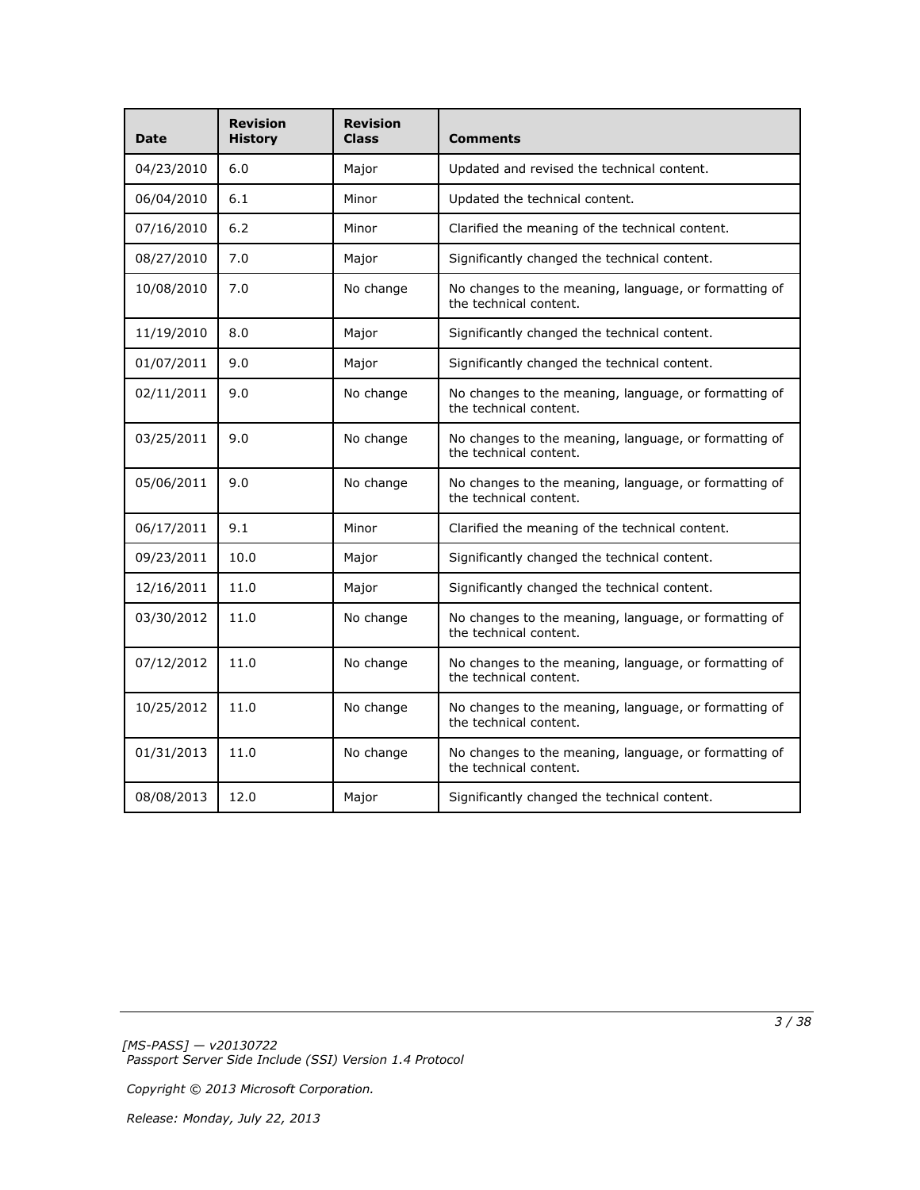| Date | Revision History | Revision Class | Comments |
| --- | --- | --- | --- |
| 04/23/2010 | 6.0 | Major | Updated and revised the technical content. |
| 06/04/2010 | 6.1 | Minor | Updated the technical content. |
| 07/16/2010 | 6.2 | Minor | Clarified the meaning of the technical content. |
| 08/27/2010 | 7.0 | Major | Significantly changed the technical content. |
| 10/08/2010 | 7.0 | No change | No changes to the meaning, language, or formatting of the technical content. |
| 11/19/2010 | 8.0 | Major | Significantly changed the technical content. |
| 01/07/2011 | 9.0 | Major | Significantly changed the technical content. |
| 02/11/2011 | 9.0 | No change | No changes to the meaning, language, or formatting of the technical content. |
| 03/25/2011 | 9.0 | No change | No changes to the meaning, language, or formatting of the technical content. |
| 05/06/2011 | 9.0 | No change | No changes to the meaning, language, or formatting of the technical content. |
| 06/17/2011 | 9.1 | Minor | Clarified the meaning of the technical content. |
| 09/23/2011 | 10.0 | Major | Significantly changed the technical content. |
| 12/16/2011 | 11.0 | Major | Significantly changed the technical content. |
| 03/30/2012 | 11.0 | No change | No changes to the meaning, language, or formatting of the technical content. |
| 07/12/2012 | 11.0 | No change | No changes to the meaning, language, or formatting of the technical content. |
| 10/25/2012 | 11.0 | No change | No changes to the meaning, language, or formatting of the technical content. |
| 01/31/2013 | 11.0 | No change | No changes to the meaning, language, or formatting of the technical content. |
| 08/08/2013 | 12.0 | Major | Significantly changed the technical content. |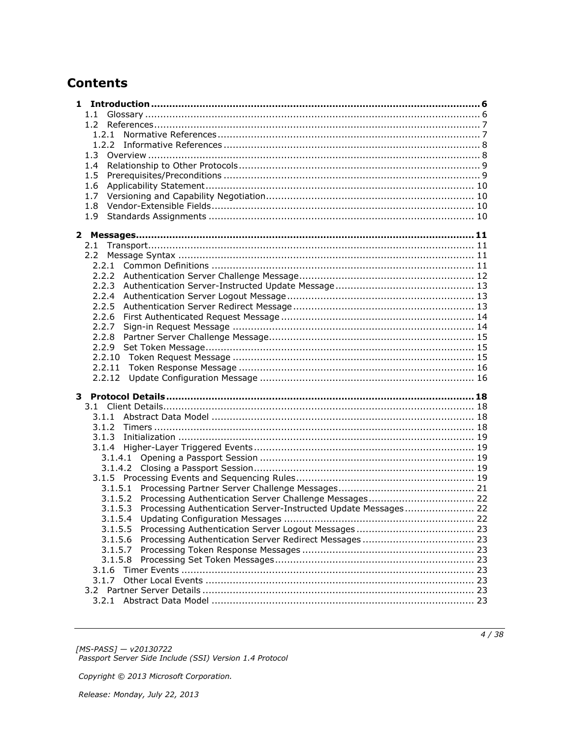# Contents

**1 Introduction ........................................................................................................ 6**
- 1.1 Glossary ........................................................................................................ 6
- 1.2 References ..................................................................................................... 7
  - 1.2.1 Normative References ................................................................................ 7
  - 1.2.2 Informative References ............................................................................... 8
- 1.3 Overview ........................................................................................................ 8
- 1.4 Relationship to Other Protocols .......................................................................... 9
- 1.5 Prerequisites/Preconditions ............................................................................... 9
- 1.6 Applicability Statement .................................................................................... 10
- 1.7 Versioning and Capability Negotiation ................................................................ 10
- 1.8 Vendor-Extensible Fields .................................................................................. 10
- 1.9 Standards Assignments .................................................................................... 10

**2 Messages ........................................................................................................ 11**
- 2.1 Transport ...................................................................................................... 11
- 2.2 Message Syntax ............................................................................................. 11
  - 2.2.1 Common Definitions ................................................................................. 11
  - 2.2.2 Authentication Server Challenge Message .................................................... 12
  - 2.2.3 Authentication Server-Instructed Update Message ......................................... 13
  - 2.2.4 Authentication Server Logout Message ........................................................ 13
  - 2.2.5 Authentication Server Redirect Message ....................................................... 13
  - 2.2.6 First Authenticated Request Message ........................................................... 14
  - 2.2.7 Sign-in Request Message ........................................................................... 14
  - 2.2.8 Partner Server Challenge Message ............................................................... 15
  - 2.2.9 Set Token Message ................................................................................... 15
  - 2.2.10 Token Request Message ........................................................................... 15
  - 2.2.11 Token Response Message ......................................................................... 16
  - 2.2.12 Update Configuration Message .................................................................. 16

**3 Protocol Details ................................................................................................ 18**
- 3.1 Client Details ................................................................................................. 18
  - 3.1.1 Abstract Data Model .................................................................................. 18
  - 3.1.2 Timers ..................................................................................................... 18
  - 3.1.3 Initialization ............................................................................................. 19
  - 3.1.4 Higher-Layer Triggered Events .................................................................... 19
    - 3.1.4.1 Opening a Passport Session .................................................................. 19
    - 3.1.4.2 Closing a Passport Session ................................................................... 19
  - 3.1.5 Processing Events and Sequencing Rules ...................................................... 19
    - 3.1.5.1 Processing Partner Server Challenge Messages ........................................ 21
    - 3.1.5.2 Processing Authentication Server Challenge Messages ............................... 22
    - 3.1.5.3 Processing Authentication Server-Instructed Update Messages ................... 22
    - 3.1.5.4 Updating Configuration Messages .......................................................... 22
    - 3.1.5.5 Processing Authentication Server Logout Messages ................................... 23
    - 3.1.5.6 Processing Authentication Server Redirect Messages ................................. 23
    - 3.1.5.7 Processing Token Response Messages .................................................... 23
    - 3.1.5.8 Processing Set Token Messages ............................................................. 23
  - 3.1.6 Timer Events ............................................................................................ 23
  - 3.1.7 Other Local Events .................................................................................... 23
- 3.2 Partner Server Details ..................................................................................... 23
  - 3.2.1 Abstract Data Model .................................................................................. 23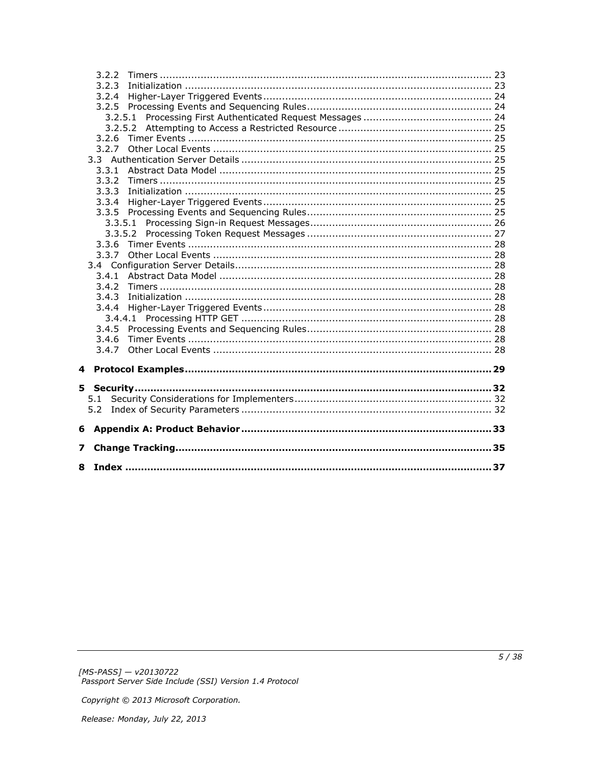3.2.2 Timers ........................................................................................................ 23
3.2.3 Initialization ................................................................................................ 23
3.2.4 Higher-Layer Triggered Events ........................................................................ 24
3.2.5 Processing Events and Sequencing Rules .......................................................... 24
3.2.5.1 Processing First Authenticated Request Messages ......................................... 24
3.2.5.2 Attempting to Access a Restricted Resource ................................................. 25
3.2.6 Timer Events ............................................................................................... 25
3.2.7 Other Local Events ....................................................................................... 25
3.3 Authentication Server Details ............................................................................... 25
3.3.1 Abstract Data Model ..................................................................................... 25
3.3.2 Timers ........................................................................................................ 25
3.3.3 Initialization ................................................................................................ 25
3.3.4 Higher-Layer Triggered Events ........................................................................ 25
3.3.5 Processing Events and Sequencing Rules .......................................................... 25
3.3.5.1 Processing Sign-in Request Messages .......................................................... 26
3.3.5.2 Processing Token Request Messages ........................................................... 27
3.3.6 Timer Events ............................................................................................... 28
3.3.7 Other Local Events ....................................................................................... 28
3.4 Configuration Server Details ................................................................................. 28
3.4.1 Abstract Data Model ..................................................................................... 28
3.4.2 Timers ........................................................................................................ 28
3.4.3 Initialization ................................................................................................ 28
3.4.4 Higher-Layer Triggered Events ........................................................................ 28
3.4.4.1 Processing HTTP GET ............................................................................... 28
3.4.5 Processing Events and Sequencing Rules .......................................................... 28
3.4.6 Timer Events ............................................................................................... 28
3.4.7 Other Local Events ....................................................................................... 28

**4 Protocol Examples ................................................................................................. 29**

**5 Security ................................................................................................................. 32**
5.1 Security Considerations for Implementers .............................................................. 32
5.2 Index of Security Parameters ............................................................................... 32

**6 Appendix A: Product Behavior .............................................................................. 33**

**7 Change Tracking .................................................................................................... 35**

**8 Index ..................................................................................................................... 37**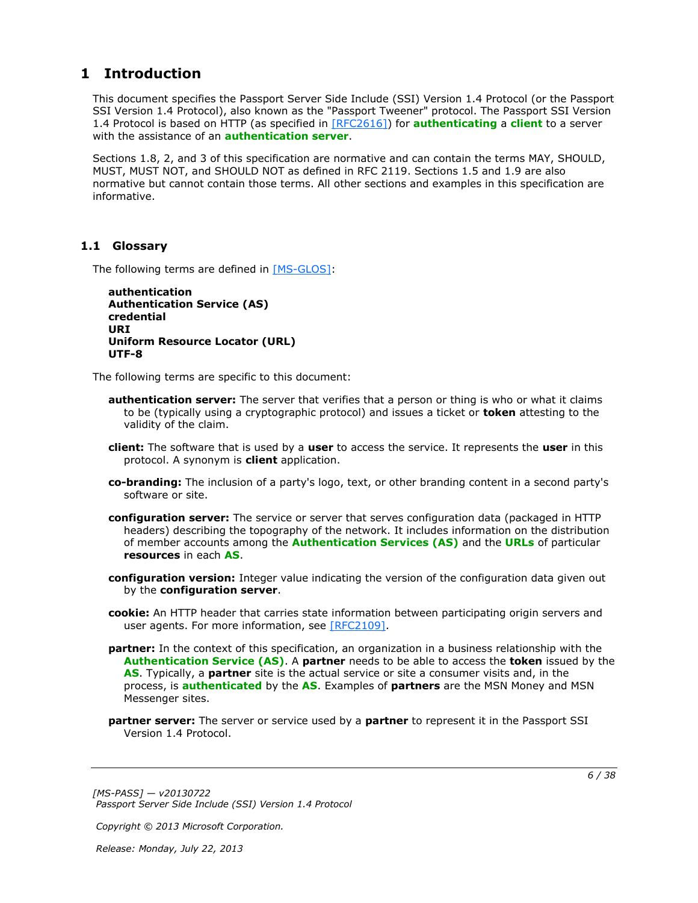# 1 Introduction

This document specifies the Passport Server Side Include (SSI) Version 1.4 Protocol (or the Passport SSI Version 1.4 Protocol), also known as the "Passport Tweener" protocol. The Passport SSI Version 1.4 Protocol is based on HTTP (as specified in [RFC2616]) for **authenticating** a **client** to a server with the assistance of an **authentication server**.

Sections 1.8, 2, and 3 of this specification are normative and can contain the terms MAY, SHOULD, MUST, MUST NOT, and SHOULD NOT as defined in RFC 2119. Sections 1.5 and 1.9 are also normative but cannot contain those terms. All other sections and examples in this specification are informative.

## 1.1 Glossary

The following terms are defined in [MS-GLOS]:

**authentication**
**Authentication Service (AS)**
**credential**
**URI**
**Uniform Resource Locator (URL)**
**UTF-8**

The following terms are specific to this document:

**authentication server:** The server that verifies that a person or thing is who or what it claims to be (typically using a cryptographic protocol) and issues a ticket or **token** attesting to the validity of the claim.

**client:** The software that is used by a **user** to access the service. It represents the **user** in this protocol. A synonym is **client** application.

**co-branding:** The inclusion of a party's logo, text, or other branding content in a second party's software or site.

**configuration server:** The service or server that serves configuration data (packaged in HTTP headers) describing the topography of the network. It includes information on the distribution of member accounts among the **Authentication Services (AS)** and the **URLs** of particular **resources** in each **AS**.

**configuration version:** Integer value indicating the version of the configuration data given out by the **configuration server**.

**cookie:** An HTTP header that carries state information between participating origin servers and user agents. For more information, see [RFC2109].

**partner:** In the context of this specification, an organization in a business relationship with the **Authentication Service (AS)**. A **partner** needs to be able to access the **token** issued by the **AS**. Typically, a **partner** site is the actual service or site a consumer visits and, in the process, is **authenticated** by the **AS**. Examples of **partners** are the MSN Money and MSN Messenger sites.

**partner server:** The server or service used by a **partner** to represent it in the Passport SSI Version 1.4 Protocol.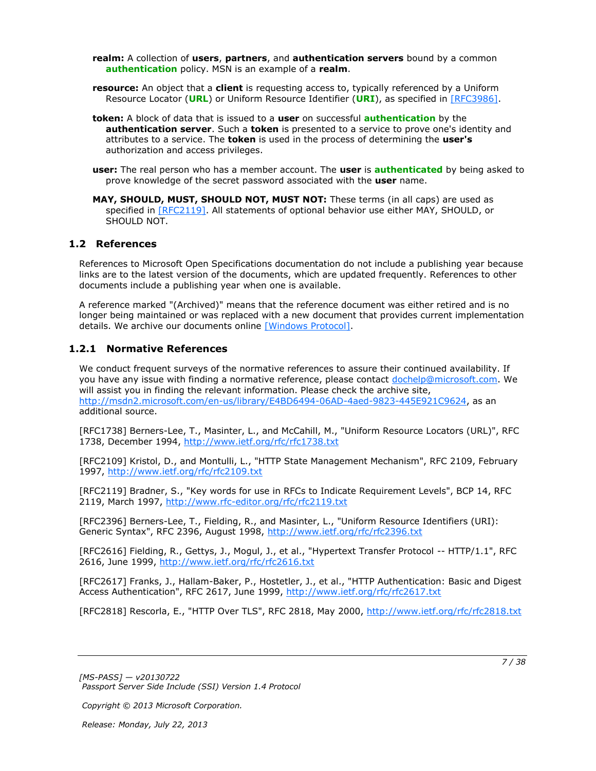**realm:** A collection of **users**, **partners**, and **authentication servers** bound by a common **authentication** policy. MSN is an example of a **realm**.

**resource:** An object that a **client** is requesting access to, typically referenced by a Uniform Resource Locator (**URL**) or Uniform Resource Identifier (**URI**), as specified in [RFC3986].

**token:** A block of data that is issued to a **user** on successful **authentication** by the **authentication server**. Such a **token** is presented to a service to prove one's identity and attributes to a service. The **token** is used in the process of determining the **user's** authorization and access privileges.

**user:** The real person who has a member account. The **user** is **authenticated** by being asked to prove knowledge of the secret password associated with the **user** name.

**MAY, SHOULD, MUST, SHOULD NOT, MUST NOT:** These terms (in all caps) are used as specified in [RFC2119]. All statements of optional behavior use either MAY, SHOULD, or SHOULD NOT.

## 1.2 References

References to Microsoft Open Specifications documentation do not include a publishing year because links are to the latest version of the documents, which are updated frequently. References to other documents include a publishing year when one is available.

A reference marked "(Archived)" means that the reference document was either retired and is no longer being maintained or was replaced with a new document that provides current implementation details. We archive our documents online [Windows Protocol].

### 1.2.1 Normative References

We conduct frequent surveys of the normative references to assure their continued availability. If you have any issue with finding a normative reference, please contact dochelp@microsoft.com. We will assist you in finding the relevant information. Please check the archive site, http://msdn2.microsoft.com/en-us/library/E4BD6494-06AD-4aed-9823-445E921C9624, as an additional source.

[RFC1738] Berners-Lee, T., Masinter, L., and McCahill, M., "Uniform Resource Locators (URL)", RFC 1738, December 1994, http://www.ietf.org/rfc/rfc1738.txt

[RFC2109] Kristol, D., and Montulli, L., "HTTP State Management Mechanism", RFC 2109, February 1997, http://www.ietf.org/rfc/rfc2109.txt

[RFC2119] Bradner, S., "Key words for use in RFCs to Indicate Requirement Levels", BCP 14, RFC 2119, March 1997, http://www.rfc-editor.org/rfc/rfc2119.txt

[RFC2396] Berners-Lee, T., Fielding, R., and Masinter, L., "Uniform Resource Identifiers (URI): Generic Syntax", RFC 2396, August 1998, http://www.ietf.org/rfc/rfc2396.txt

[RFC2616] Fielding, R., Gettys, J., Mogul, J., et al., "Hypertext Transfer Protocol -- HTTP/1.1", RFC 2616, June 1999, http://www.ietf.org/rfc/rfc2616.txt

[RFC2617] Franks, J., Hallam-Baker, P., Hostetler, J., et al., "HTTP Authentication: Basic and Digest Access Authentication", RFC 2617, June 1999, http://www.ietf.org/rfc/rfc2617.txt

[RFC2818] Rescorla, E., "HTTP Over TLS", RFC 2818, May 2000, http://www.ietf.org/rfc/rfc2818.txt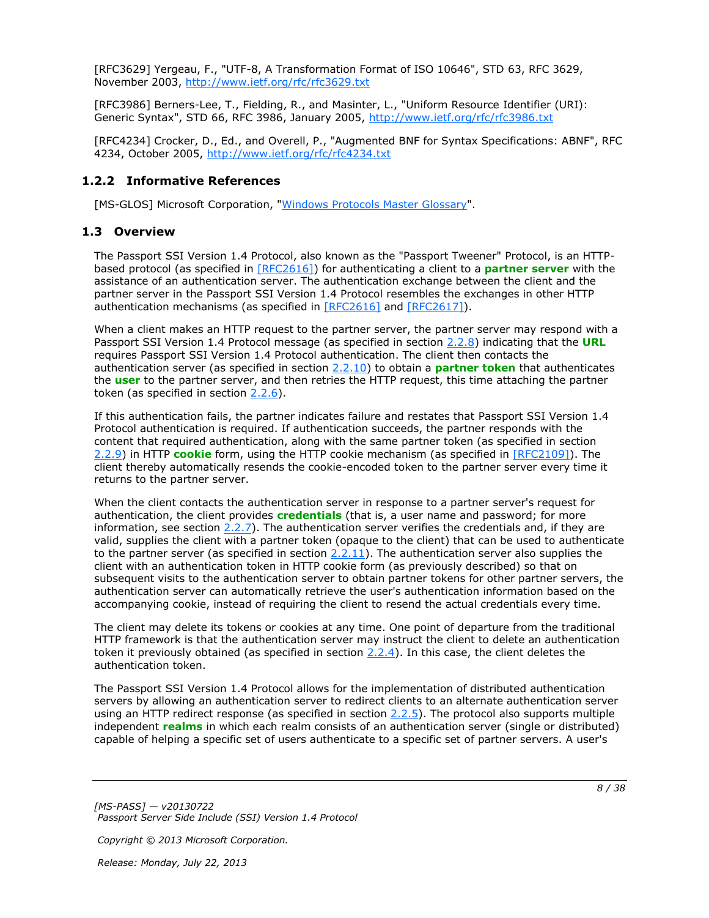[RFC3629] Yergeau, F., "UTF-8, A Transformation Format of ISO 10646", STD 63, RFC 3629, November 2003, http://www.ietf.org/rfc/rfc3629.txt

[RFC3986] Berners-Lee, T., Fielding, R., and Masinter, L., "Uniform Resource Identifier (URI): Generic Syntax", STD 66, RFC 3986, January 2005, http://www.ietf.org/rfc/rfc3986.txt

[RFC4234] Crocker, D., Ed., and Overell, P., "Augmented BNF for Syntax Specifications: ABNF", RFC 4234, October 2005, http://www.ietf.org/rfc/rfc4234.txt

### 1.2.2 Informative References

[MS-GLOS] Microsoft Corporation, "Windows Protocols Master Glossary".

## 1.3 Overview

The Passport SSI Version 1.4 Protocol, also known as the "Passport Tweener" Protocol, is an HTTP-based protocol (as specified in [RFC2616]) for authenticating a client to a **partner server** with the assistance of an authentication server. The authentication exchange between the client and the partner server in the Passport SSI Version 1.4 Protocol resembles the exchanges in other HTTP authentication mechanisms (as specified in [RFC2616] and [RFC2617]).

When a client makes an HTTP request to the partner server, the partner server may respond with a Passport SSI Version 1.4 Protocol message (as specified in section 2.2.8) indicating that the **URL** requires Passport SSI Version 1.4 Protocol authentication. The client then contacts the authentication server (as specified in section 2.2.10) to obtain a **partner token** that authenticates the **user** to the partner server, and then retries the HTTP request, this time attaching the partner token (as specified in section 2.2.6).

If this authentication fails, the partner indicates failure and restates that Passport SSI Version 1.4 Protocol authentication is required. If authentication succeeds, the partner responds with the content that required authentication, along with the same partner token (as specified in section 2.2.9) in HTTP **cookie** form, using the HTTP cookie mechanism (as specified in [RFC2109]). The client thereby automatically resends the cookie-encoded token to the partner server every time it returns to the partner server.

When the client contacts the authentication server in response to a partner server's request for authentication, the client provides **credentials** (that is, a user name and password; for more information, see section 2.2.7). The authentication server verifies the credentials and, if they are valid, supplies the client with a partner token (opaque to the client) that can be used to authenticate to the partner server (as specified in section 2.2.11). The authentication server also supplies the client with an authentication token in HTTP cookie form (as previously described) so that on subsequent visits to the authentication server to obtain partner tokens for other partner servers, the authentication server can automatically retrieve the user's authentication information based on the accompanying cookie, instead of requiring the client to resend the actual credentials every time.

The client may delete its tokens or cookies at any time. One point of departure from the traditional HTTP framework is that the authentication server may instruct the client to delete an authentication token it previously obtained (as specified in section 2.2.4). In this case, the client deletes the authentication token.

The Passport SSI Version 1.4 Protocol allows for the implementation of distributed authentication servers by allowing an authentication server to redirect clients to an alternate authentication server using an HTTP redirect response (as specified in section 2.2.5). The protocol also supports multiple independent **realms** in which each realm consists of an authentication server (single or distributed) capable of helping a specific set of users authenticate to a specific set of partner servers. A user's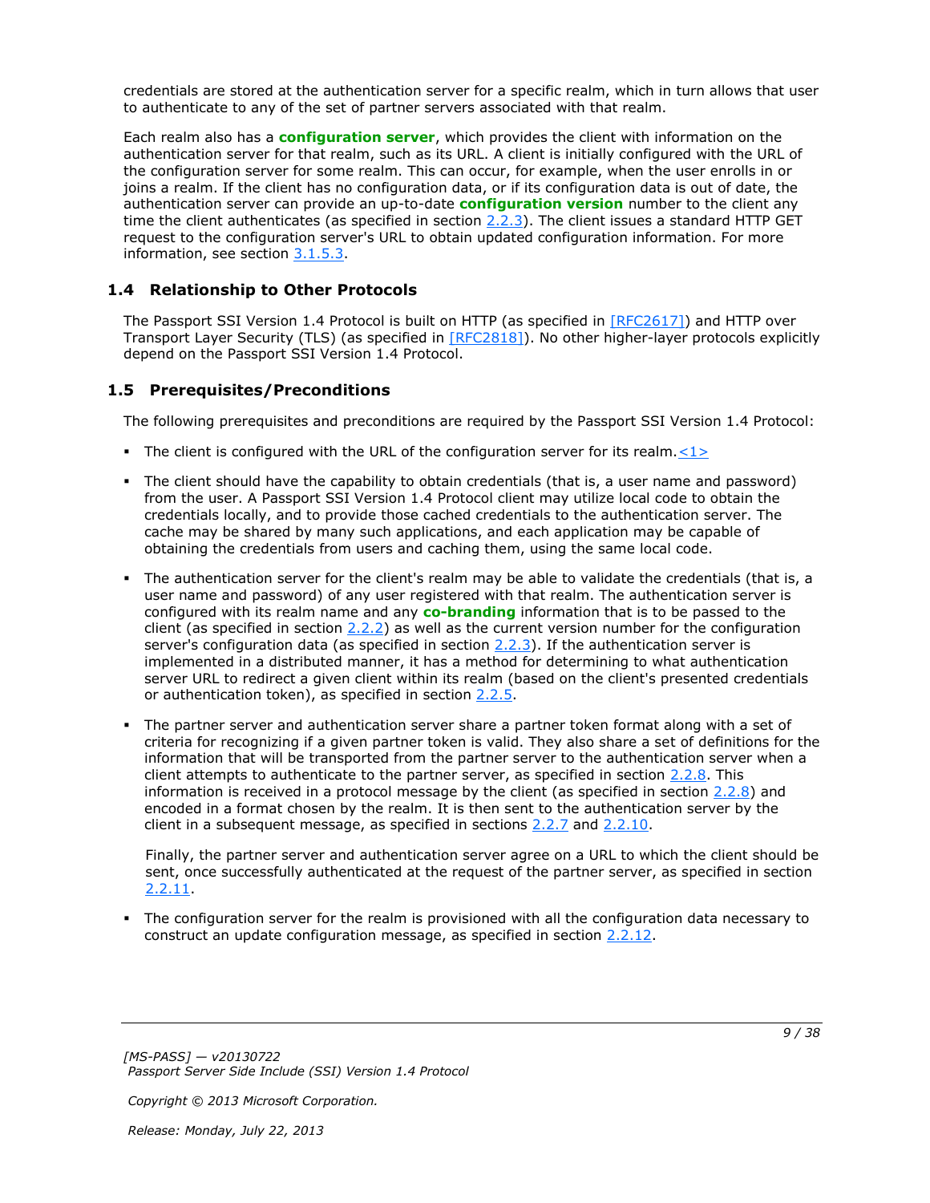credentials are stored at the authentication server for a specific realm, which in turn allows that user to authenticate to any of the set of partner servers associated with that realm.

Each realm also has a **configuration server**, which provides the client with information on the authentication server for that realm, such as its URL. A client is initially configured with the URL of the configuration server for some realm. This can occur, for example, when the user enrolls in or joins a realm. If the client has no configuration data, or if its configuration data is out of date, the authentication server can provide an up-to-date **configuration version** number to the client any time the client authenticates (as specified in section 2.2.3). The client issues a standard HTTP GET request to the configuration server's URL to obtain updated configuration information. For more information, see section 3.1.5.3.

## 1.4 Relationship to Other Protocols

The Passport SSI Version 1.4 Protocol is built on HTTP (as specified in [RFC2617]) and HTTP over Transport Layer Security (TLS) (as specified in [RFC2818]). No other higher-layer protocols explicitly depend on the Passport SSI Version 1.4 Protocol.

## 1.5 Prerequisites/Preconditions

The following prerequisites and preconditions are required by the Passport SSI Version 1.4 Protocol:

- The client is configured with the URL of the configuration server for its realm.<1>

- The client should have the capability to obtain credentials (that is, a user name and password) from the user. A Passport SSI Version 1.4 Protocol client may utilize local code to obtain the credentials locally, and to provide those cached credentials to the authentication server. The cache may be shared by many such applications, and each application may be capable of obtaining the credentials from users and caching them, using the same local code.

- The authentication server for the client's realm may be able to validate the credentials (that is, a user name and password) of any user registered with that realm. The authentication server is configured with its realm name and any **co-branding** information that is to be passed to the client (as specified in section 2.2.2) as well as the current version number for the configuration server's configuration data (as specified in section 2.2.3). If the authentication server is implemented in a distributed manner, it has a method for determining to what authentication server URL to redirect a given client within its realm (based on the client's presented credentials or authentication token), as specified in section 2.2.5.

- The partner server and authentication server share a partner token format along with a set of criteria for recognizing if a given partner token is valid. They also share a set of definitions for the information that will be transported from the partner server to the authentication server when a client attempts to authenticate to the partner server, as specified in section 2.2.8. This information is received in a protocol message by the client (as specified in section 2.2.8) and encoded in a format chosen by the realm. It is then sent to the authentication server by the client in a subsequent message, as specified in sections 2.2.7 and 2.2.10.

  Finally, the partner server and authentication server agree on a URL to which the client should be sent, once successfully authenticated at the request of the partner server, as specified in section 2.2.11.

- The configuration server for the realm is provisioned with all the configuration data necessary to construct an update configuration message, as specified in section 2.2.12.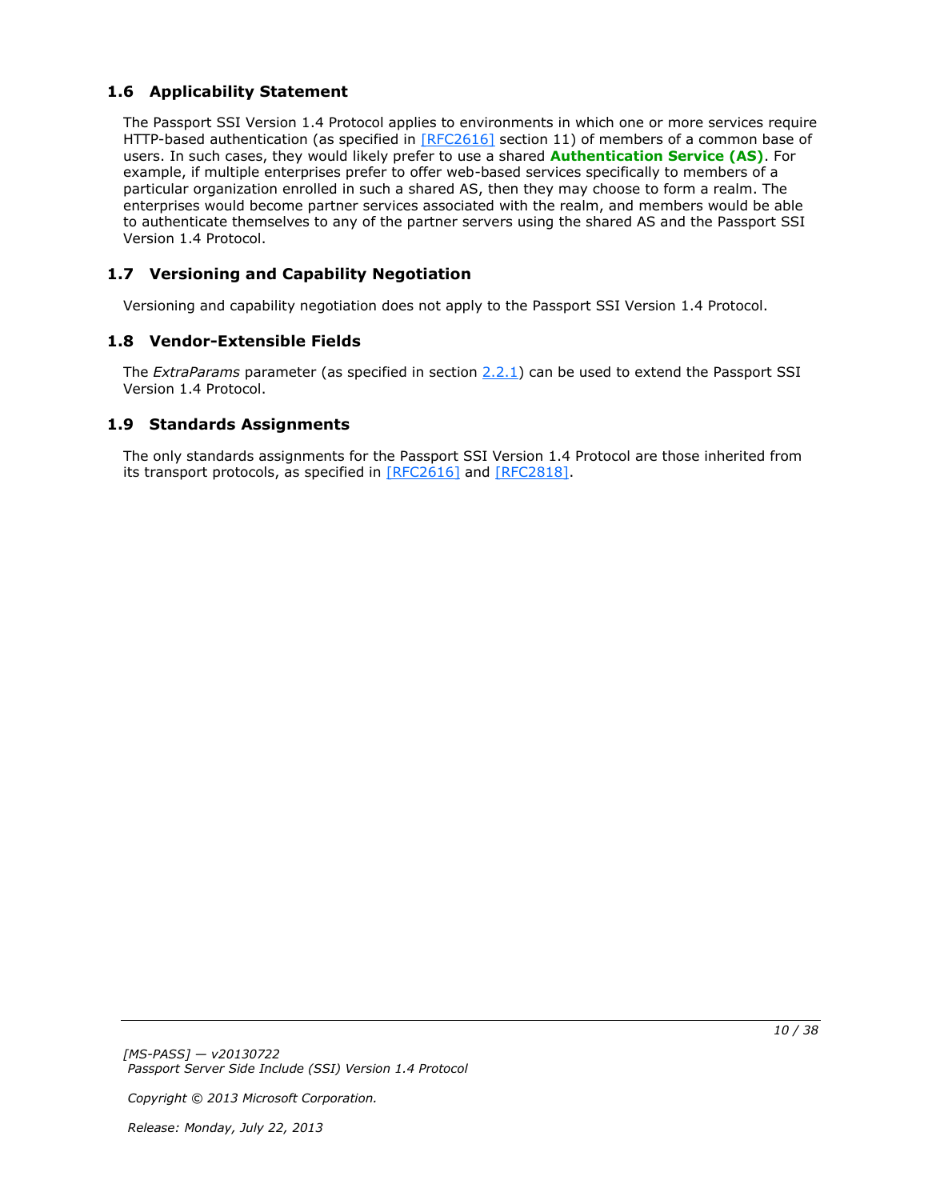## 1.6 Applicability Statement

The Passport SSI Version 1.4 Protocol applies to environments in which one or more services require HTTP-based authentication (as specified in [RFC2616] section 11) of members of a common base of users. In such cases, they would likely prefer to use a shared **Authentication Service (AS)**. For example, if multiple enterprises prefer to offer web-based services specifically to members of a particular organization enrolled in such a shared AS, then they may choose to form a realm. The enterprises would become partner services associated with the realm, and members would be able to authenticate themselves to any of the partner servers using the shared AS and the Passport SSI Version 1.4 Protocol.

## 1.7 Versioning and Capability Negotiation

Versioning and capability negotiation does not apply to the Passport SSI Version 1.4 Protocol.

## 1.8 Vendor-Extensible Fields

The *ExtraParams* parameter (as specified in section 2.2.1) can be used to extend the Passport SSI Version 1.4 Protocol.

## 1.9 Standards Assignments

The only standards assignments for the Passport SSI Version 1.4 Protocol are those inherited from its transport protocols, as specified in [RFC2616] and [RFC2818].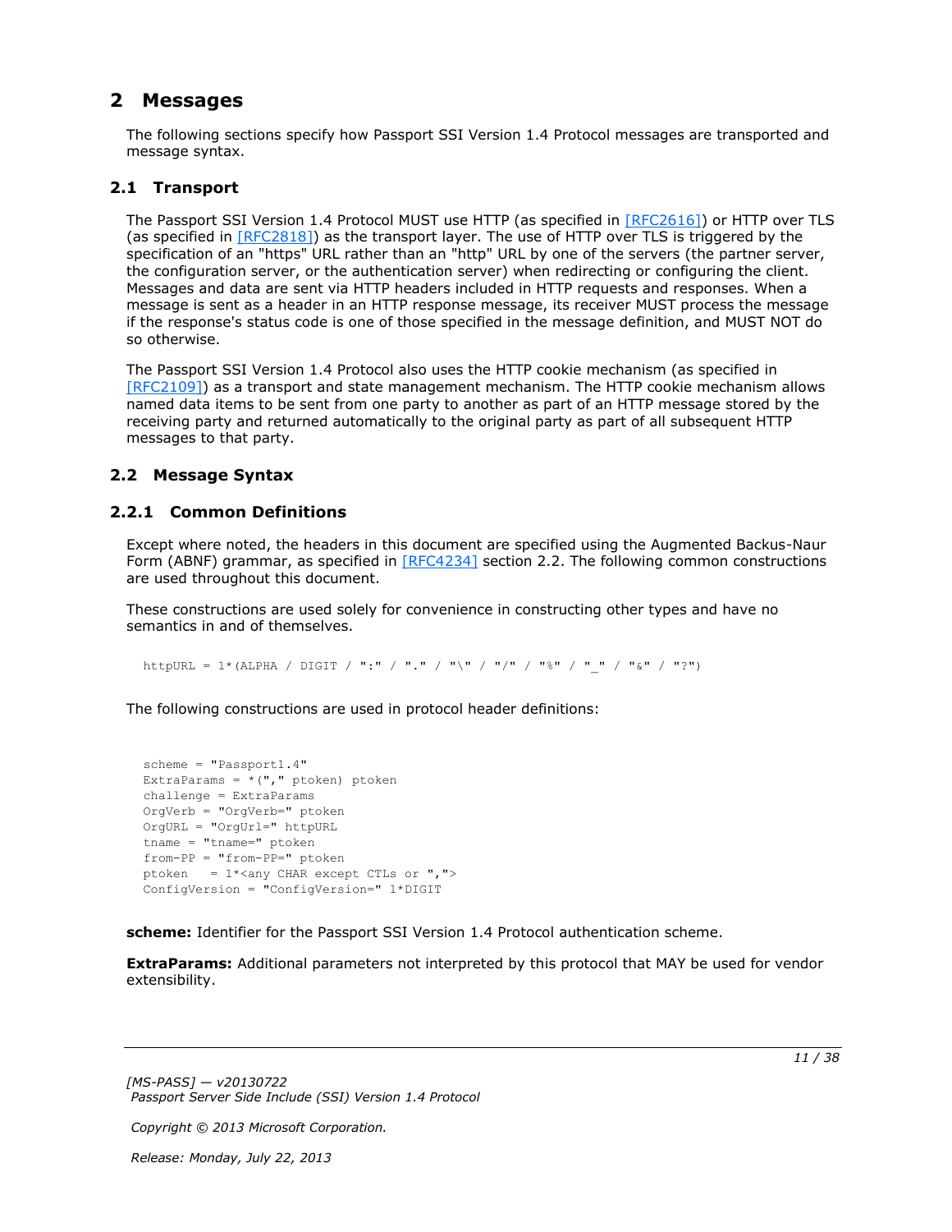# 2 Messages

The following sections specify how Passport SSI Version 1.4 Protocol messages are transported and message syntax.

## 2.1 Transport

The Passport SSI Version 1.4 Protocol MUST use HTTP (as specified in [RFC2616]) or HTTP over TLS (as specified in [RFC2818]) as the transport layer. The use of HTTP over TLS is triggered by the specification of an "https" URL rather than an "http" URL by one of the servers (the partner server, the configuration server, or the authentication server) when redirecting or configuring the client. Messages and data are sent via HTTP headers included in HTTP requests and responses. When a message is sent as a header in an HTTP response message, its receiver MUST process the message if the response's status code is one of those specified in the message definition, and MUST NOT do so otherwise.

The Passport SSI Version 1.4 Protocol also uses the HTTP cookie mechanism (as specified in [RFC2109]) as a transport and state management mechanism. The HTTP cookie mechanism allows named data items to be sent from one party to another as part of an HTTP message stored by the receiving party and returned automatically to the original party as part of all subsequent HTTP messages to that party.

## 2.2 Message Syntax

### 2.2.1 Common Definitions

Except where noted, the headers in this document are specified using the Augmented Backus-Naur Form (ABNF) grammar, as specified in [RFC4234] section 2.2. The following common constructions are used throughout this document.

These constructions are used solely for convenience in constructing other types and have no semantics in and of themselves.

```
httpURL = 1*(ALPHA / DIGIT / ":" / "." / "\" / "/" / "%" / "_" / "&" / "?")
```

The following constructions are used in protocol header definitions:

```
scheme = "Passport1.4"
ExtraParams = *("," ptoken) ptoken
challenge = ExtraParams
OrgVerb = "OrgVerb=" ptoken
OrgURL = "OrgUrl=" httpURL
tname = "tname=" ptoken
from-PP = "from-PP=" ptoken
ptoken   = 1*<any CHAR except CTLs or ",">
ConfigVersion = "ConfigVersion=" 1*DIGIT
```

**scheme:** Identifier for the Passport SSI Version 1.4 Protocol authentication scheme.

**ExtraParams:** Additional parameters not interpreted by this protocol that MAY be used for vendor extensibility.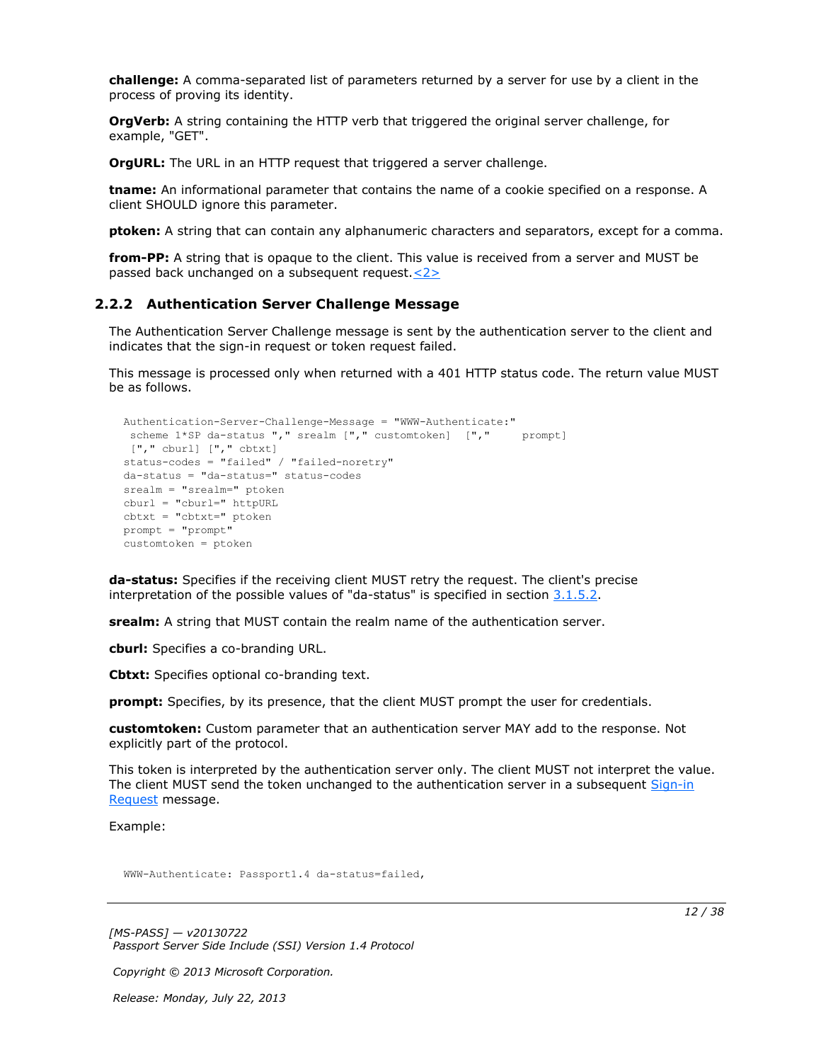**challenge:** A comma-separated list of parameters returned by a server for use by a client in the process of proving its identity.

**OrgVerb:** A string containing the HTTP verb that triggered the original server challenge, for example, "GET".

**OrgURL:** The URL in an HTTP request that triggered a server challenge.

**tname:** An informational parameter that contains the name of a cookie specified on a response. A client SHOULD ignore this parameter.

**ptoken:** A string that can contain any alphanumeric characters and separators, except for a comma.

**from-PP:** A string that is opaque to the client. This value is received from a server and MUST be passed back unchanged on a subsequent request.<2>

### 2.2.2 Authentication Server Challenge Message

The Authentication Server Challenge message is sent by the authentication server to the client and indicates that the sign-in request or token request failed.

This message is processed only when returned with a 401 HTTP status code. The return value MUST be as follows.

```
Authentication-Server-Challenge-Message = "WWW-Authenticate:"
 scheme 1*SP da-status "," srealm ["," customtoken]  [","     prompt]
 ["," cburl] ["," cbtxt]
status-codes = "failed" / "failed-noretry"
da-status = "da-status=" status-codes
srealm = "srealm=" ptoken
cburl = "cburl=" httpURL
cbtxt = "cbtxt=" ptoken
prompt = "prompt"
customtoken = ptoken
```

**da-status:** Specifies if the receiving client MUST retry the request. The client's precise interpretation of the possible values of "da-status" is specified in section 3.1.5.2.

**srealm:** A string that MUST contain the realm name of the authentication server.

**cburl:** Specifies a co-branding URL.

**Cbtxt:** Specifies optional co-branding text.

**prompt:** Specifies, by its presence, that the client MUST prompt the user for credentials.

**customtoken:** Custom parameter that an authentication server MAY add to the response. Not explicitly part of the protocol.

This token is interpreted by the authentication server only. The client MUST not interpret the value. The client MUST send the token unchanged to the authentication server in a subsequent Sign-in Request message.

Example:

```
WWW-Authenticate: Passport1.4 da-status=failed,
```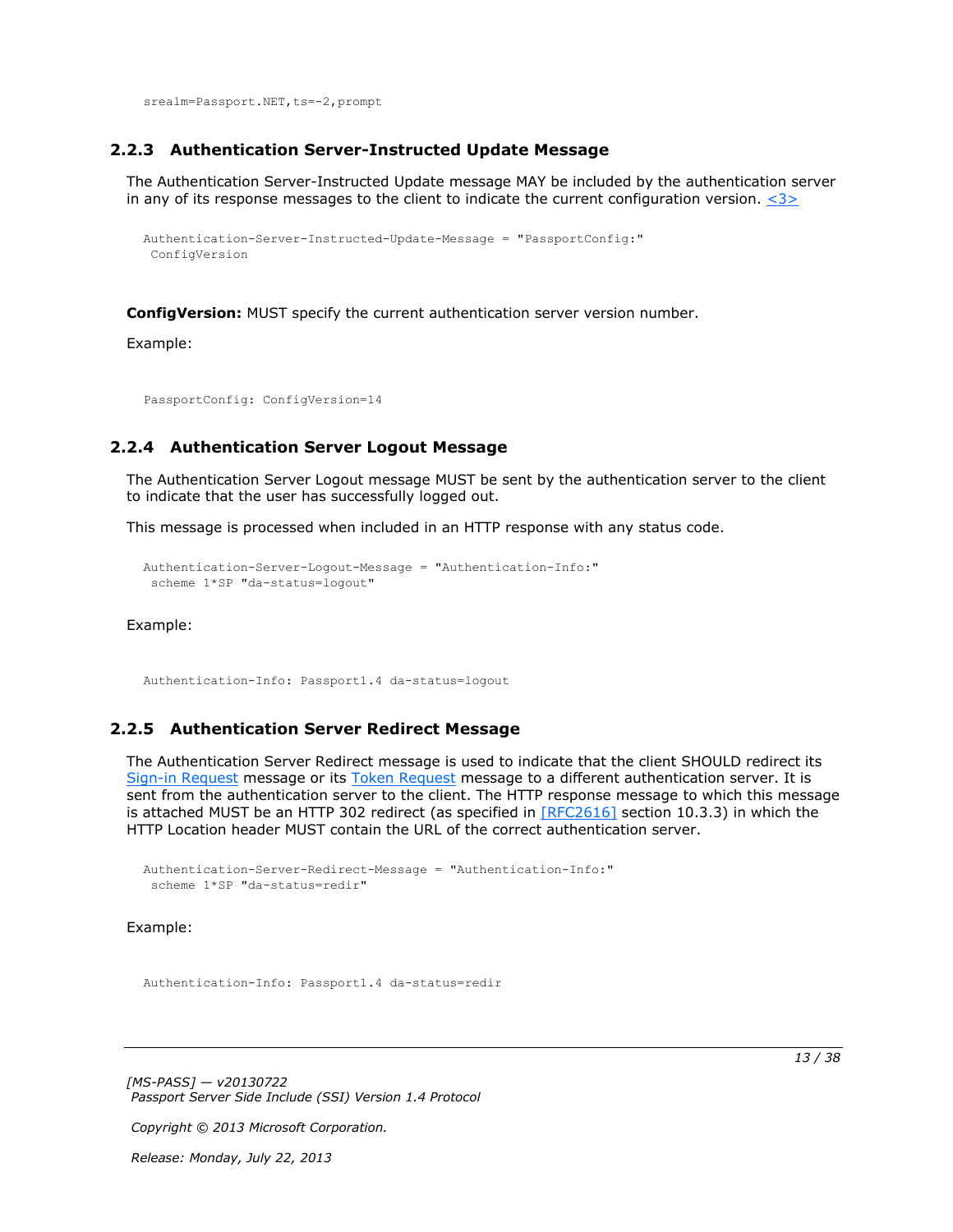```
srealm=Passport.NET,ts=-2,prompt
```

### 2.2.3 Authentication Server-Instructed Update Message

The Authentication Server-Instructed Update message MAY be included by the authentication server in any of its response messages to the client to indicate the current configuration version. <3>

```
Authentication-Server-Instructed-Update-Message = "PassportConfig:"
 ConfigVersion
```

**ConfigVersion:** MUST specify the current authentication server version number.

Example:

```
PassportConfig: ConfigVersion=14
```

### 2.2.4 Authentication Server Logout Message

The Authentication Server Logout message MUST be sent by the authentication server to the client to indicate that the user has successfully logged out.

This message is processed when included in an HTTP response with any status code.

```
Authentication-Server-Logout-Message = "Authentication-Info:"
 scheme 1*SP "da-status=logout"
```

Example:

```
Authentication-Info: Passport1.4 da-status=logout
```

### 2.2.5 Authentication Server Redirect Message

The Authentication Server Redirect message is used to indicate that the client SHOULD redirect its Sign-in Request message or its Token Request message to a different authentication server. It is sent from the authentication server to the client. The HTTP response message to which this message is attached MUST be an HTTP 302 redirect (as specified in [RFC2616] section 10.3.3) in which the HTTP Location header MUST contain the URL of the correct authentication server.

```
Authentication-Server-Redirect-Message = "Authentication-Info:"
 scheme 1*SP "da-status=redir"
```

Example:

```
Authentication-Info: Passport1.4 da-status=redir
```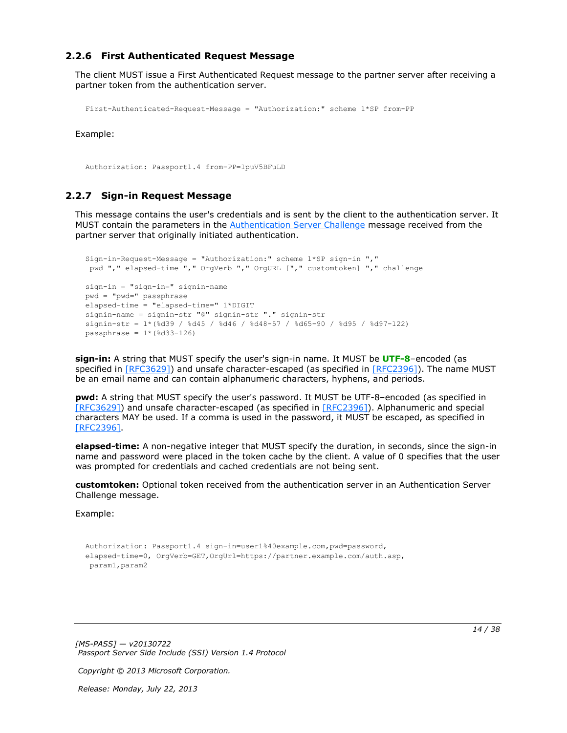### 2.2.6 First Authenticated Request Message

The client MUST issue a First Authenticated Request message to the partner server after receiving a partner token from the authentication server.

```
First-Authenticated-Request-Message = "Authorization:" scheme 1*SP from-PP
```

Example:

```
Authorization: Passport1.4 from-PP=1puV5BFuLD
```

### 2.2.7 Sign-in Request Message

This message contains the user's credentials and is sent by the client to the authentication server. It MUST contain the parameters in the Authentication Server Challenge message received from the partner server that originally initiated authentication.

```
Sign-in-Request-Message = "Authorization:" scheme 1*SP sign-in ","
 pwd "," elapsed-time "," OrgVerb "," OrgURL ["," customtoken] "," challenge

sign-in = "sign-in=" signin-name
pwd = "pwd=" passphrase
elapsed-time = "elapsed-time=" 1*DIGIT
signin-name = signin-str "@" signin-str "." signin-str
signin-str = 1*(%d39 / %d45 / %d46 / %d48-57 / %d65-90 / %d95 / %d97-122)
passphrase = 1*(%d33-126)
```

**sign-in:** A string that MUST specify the user's sign-in name. It MUST be **UTF-8**–encoded (as specified in [RFC3629]) and unsafe character-escaped (as specified in [RFC2396]). The name MUST be an email name and can contain alphanumeric characters, hyphens, and periods.

**pwd:** A string that MUST specify the user's password. It MUST be UTF-8–encoded (as specified in [RFC3629]) and unsafe character-escaped (as specified in [RFC2396]). Alphanumeric and special characters MAY be used. If a comma is used in the password, it MUST be escaped, as specified in [RFC2396].

**elapsed-time:** A non-negative integer that MUST specify the duration, in seconds, since the sign-in name and password were placed in the token cache by the client. A value of 0 specifies that the user was prompted for credentials and cached credentials are not being sent.

**customtoken:** Optional token received from the authentication server in an Authentication Server Challenge message.

Example:

```
Authorization: Passport1.4 sign-in=user1%40example.com,pwd=password,
elapsed-time=0, OrgVerb=GET,OrgUrl=https://partner.example.com/auth.asp,
 param1,param2
```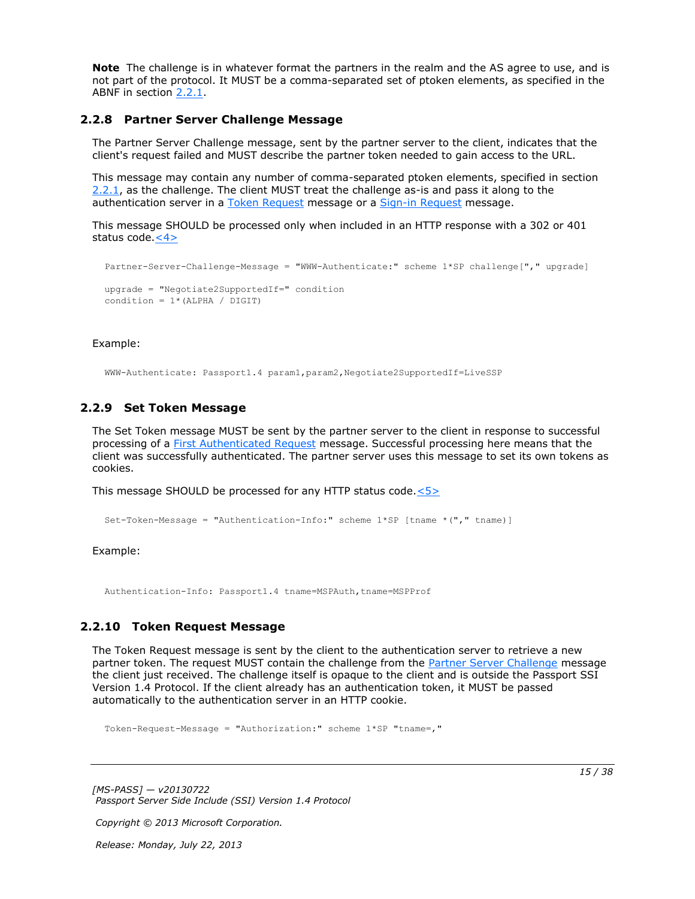**Note** The challenge is in whatever format the partners in the realm and the AS agree to use, and is not part of the protocol. It MUST be a comma-separated set of ptoken elements, as specified in the ABNF in section 2.2.1.

### 2.2.8 Partner Server Challenge Message

The Partner Server Challenge message, sent by the partner server to the client, indicates that the client's request failed and MUST describe the partner token needed to gain access to the URL.

This message may contain any number of comma-separated ptoken elements, specified in section 2.2.1, as the challenge. The client MUST treat the challenge as-is and pass it along to the authentication server in a Token Request message or a Sign-in Request message.

This message SHOULD be processed only when included in an HTTP response with a 302 or 401 status code.<4>

```
Partner-Server-Challenge-Message = "WWW-Authenticate:" scheme 1*SP challenge["," upgrade]

upgrade = "Negotiate2SupportedIf=" condition
condition = 1*(ALPHA / DIGIT)
```

Example:

```
WWW-Authenticate: Passport1.4 param1,param2,Negotiate2SupportedIf=LiveSSP
```

### 2.2.9 Set Token Message

The Set Token message MUST be sent by the partner server to the client in response to successful processing of a First Authenticated Request message. Successful processing here means that the client was successfully authenticated. The partner server uses this message to set its own tokens as cookies.

This message SHOULD be processed for any HTTP status code.<5>

```
Set-Token-Message = "Authentication-Info:" scheme 1*SP [tname *("," tname)]
```

Example:

```
Authentication-Info: Passport1.4 tname=MSPAuth,tname=MSPProf
```

### 2.2.10 Token Request Message

The Token Request message is sent by the client to the authentication server to retrieve a new partner token. The request MUST contain the challenge from the Partner Server Challenge message the client just received. The challenge itself is opaque to the client and is outside the Passport SSI Version 1.4 Protocol. If the client already has an authentication token, it MUST be passed automatically to the authentication server in an HTTP cookie.

```
Token-Request-Message = "Authorization:" scheme 1*SP "tname=,"
```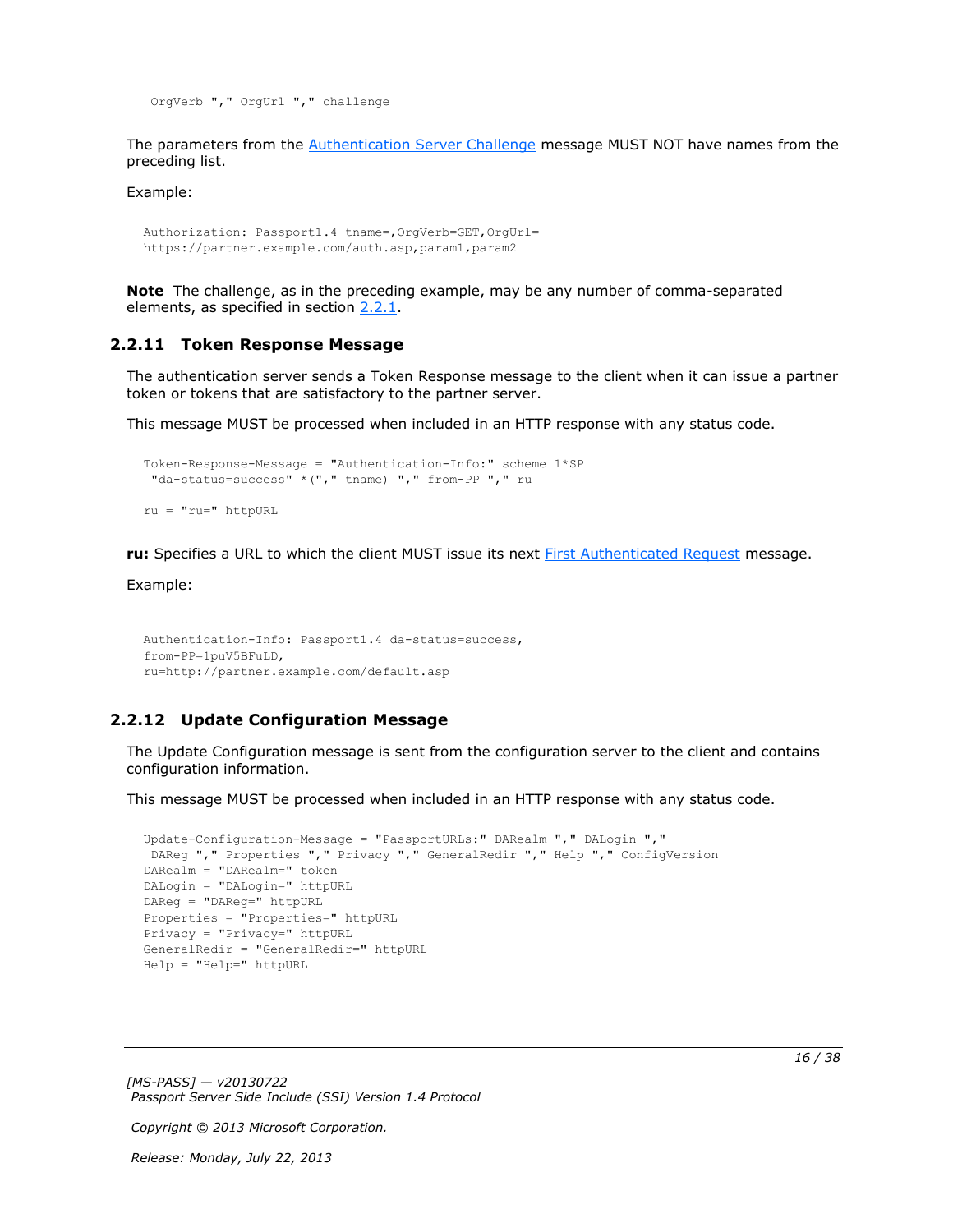```
OrgVerb "," OrgUrl "," challenge
```

The parameters from the Authentication Server Challenge message MUST NOT have names from the preceding list.

Example:

```
Authorization: Passport1.4 tname=,OrgVerb=GET,OrgUrl=
https://partner.example.com/auth.asp,param1,param2
```

**Note** The challenge, as in the preceding example, may be any number of comma-separated elements, as specified in section 2.2.1.

### 2.2.11 Token Response Message

The authentication server sends a Token Response message to the client when it can issue a partner token or tokens that are satisfactory to the partner server.

This message MUST be processed when included in an HTTP response with any status code.

```
Token-Response-Message = "Authentication-Info:" scheme 1*SP
 "da-status=success" *("," tname) "," from-PP "," ru

ru = "ru=" httpURL
```

**ru:** Specifies a URL to which the client MUST issue its next First Authenticated Request message.

Example:

```
Authentication-Info: Passport1.4 da-status=success,
from-PP=1puV5BFuLD,
ru=http://partner.example.com/default.asp
```

### 2.2.12 Update Configuration Message

The Update Configuration message is sent from the configuration server to the client and contains configuration information.

This message MUST be processed when included in an HTTP response with any status code.

```
Update-Configuration-Message = "PassportURLs:" DARealm "," DALogin ","
 DAReg "," Properties "," Privacy "," GeneralRedir "," Help "," ConfigVersion
DARealm = "DARealm=" token
DALogin = "DALogin=" httpURL
DAReg = "DAReg=" httpURL
Properties = "Properties=" httpURL
Privacy = "Privacy=" httpURL
GeneralRedir = "GeneralRedir=" httpURL
Help = "Help=" httpURL
```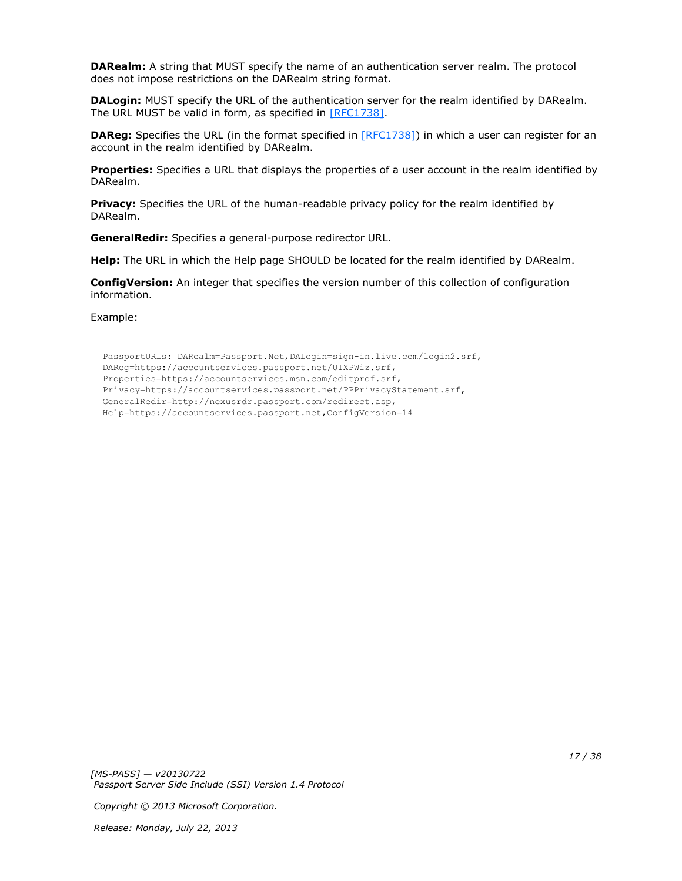**DARealm:** A string that MUST specify the name of an authentication server realm. The protocol does not impose restrictions on the DARealm string format.

**DALogin:** MUST specify the URL of the authentication server for the realm identified by DARealm. The URL MUST be valid in form, as specified in [RFC1738].

**DAReg:** Specifies the URL (in the format specified in [RFC1738]) in which a user can register for an account in the realm identified by DARealm.

**Properties:** Specifies a URL that displays the properties of a user account in the realm identified by DARealm.

**Privacy:** Specifies the URL of the human-readable privacy policy for the realm identified by DARealm.

**GeneralRedir:** Specifies a general-purpose redirector URL.

**Help:** The URL in which the Help page SHOULD be located for the realm identified by DARealm.

**ConfigVersion:** An integer that specifies the version number of this collection of configuration information.

Example:

```
PassportURLs: DARealm=Passport.Net,DALogin=sign-in.live.com/login2.srf,
DAReg=https://accountservices.passport.net/UIXPWiz.srf,
Properties=https://accountservices.msn.com/editprof.srf,
Privacy=https://accountservices.passport.net/PPPrivacyStatement.srf,
GeneralRedir=http://nexusrdr.passport.com/redirect.asp,
Help=https://accountservices.passport.net,ConfigVersion=14
```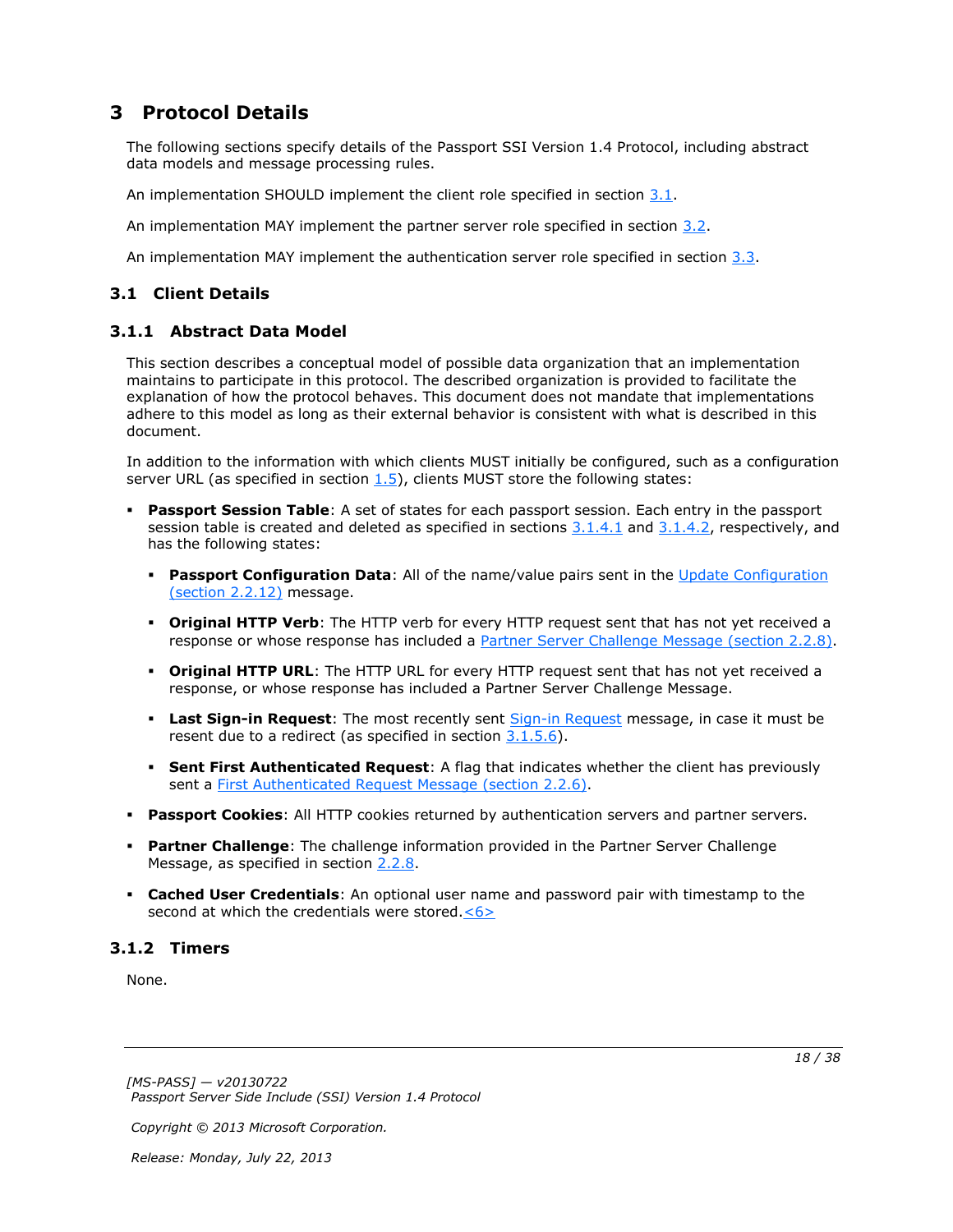# 3 Protocol Details

The following sections specify details of the Passport SSI Version 1.4 Protocol, including abstract data models and message processing rules.

An implementation SHOULD implement the client role specified in section 3.1.

An implementation MAY implement the partner server role specified in section 3.2.

An implementation MAY implement the authentication server role specified in section 3.3.

## 3.1 Client Details

### 3.1.1 Abstract Data Model

This section describes a conceptual model of possible data organization that an implementation maintains to participate in this protocol. The described organization is provided to facilitate the explanation of how the protocol behaves. This document does not mandate that implementations adhere to this model as long as their external behavior is consistent with what is described in this document.

In addition to the information with which clients MUST initially be configured, such as a configuration server URL (as specified in section 1.5), clients MUST store the following states:

- **Passport Session Table**: A set of states for each passport session. Each entry in the passport session table is created and deleted as specified in sections 3.1.4.1 and 3.1.4.2, respectively, and has the following states:
  - **Passport Configuration Data**: All of the name/value pairs sent in the Update Configuration (section 2.2.12) message.
  - **Original HTTP Verb**: The HTTP verb for every HTTP request sent that has not yet received a response or whose response has included a Partner Server Challenge Message (section 2.2.8).
  - **Original HTTP URL**: The HTTP URL for every HTTP request sent that has not yet received a response, or whose response has included a Partner Server Challenge Message.
  - **Last Sign-in Request**: The most recently sent Sign-in Request message, in case it must be resent due to a redirect (as specified in section 3.1.5.6).
  - **Sent First Authenticated Request**: A flag that indicates whether the client has previously sent a First Authenticated Request Message (section 2.2.6).
- **Passport Cookies**: All HTTP cookies returned by authentication servers and partner servers.
- **Partner Challenge**: The challenge information provided in the Partner Server Challenge Message, as specified in section 2.2.8.
- **Cached User Credentials**: An optional user name and password pair with timestamp to the second at which the credentials were stored.<6>

### 3.1.2 Timers

None.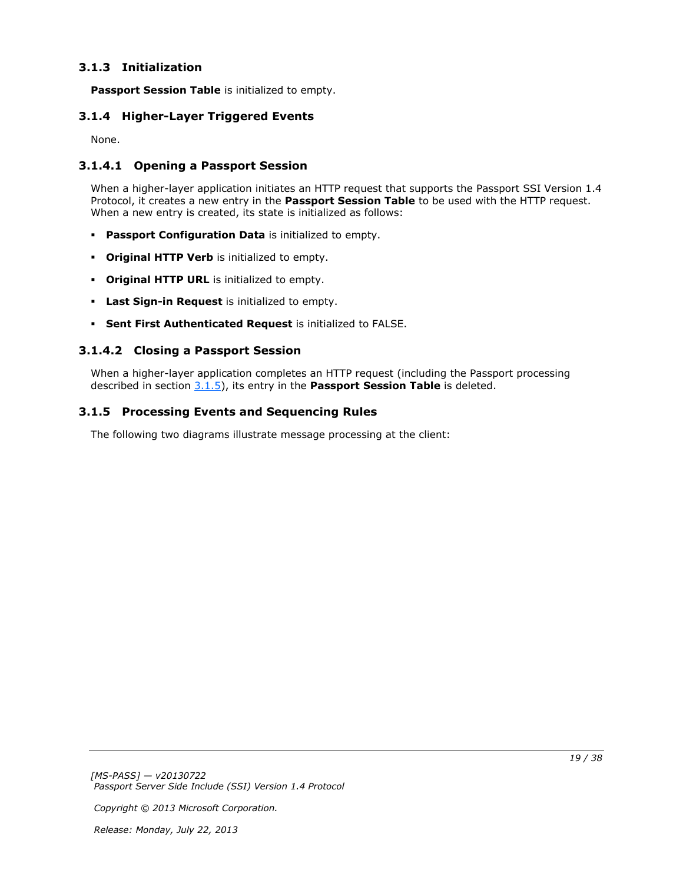### 3.1.3 Initialization

**Passport Session Table** is initialized to empty.

### 3.1.4 Higher-Layer Triggered Events

None.

#### 3.1.4.1 Opening a Passport Session

When a higher-layer application initiates an HTTP request that supports the Passport SSI Version 1.4 Protocol, it creates a new entry in the **Passport Session Table** to be used with the HTTP request. When a new entry is created, its state is initialized as follows:

- **Passport Configuration Data** is initialized to empty.
- **Original HTTP Verb** is initialized to empty.
- **Original HTTP URL** is initialized to empty.
- **Last Sign-in Request** is initialized to empty.
- **Sent First Authenticated Request** is initialized to FALSE.

#### 3.1.4.2 Closing a Passport Session

When a higher-layer application completes an HTTP request (including the Passport processing described in section 3.1.5), its entry in the **Passport Session Table** is deleted.

### 3.1.5 Processing Events and Sequencing Rules

The following two diagrams illustrate message processing at the client: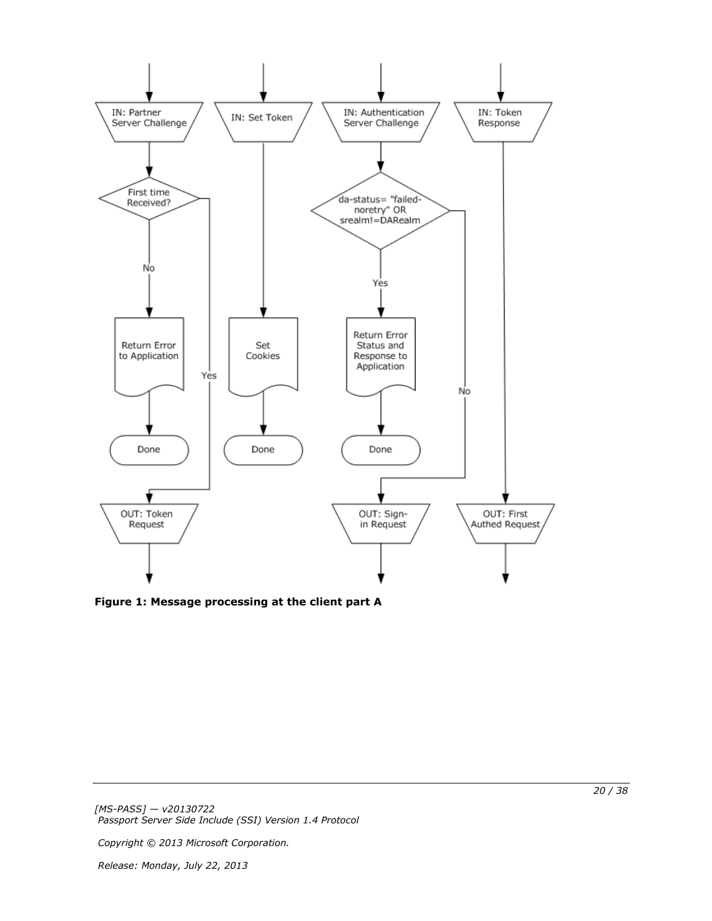**Figure 1: Message processing at the client part A**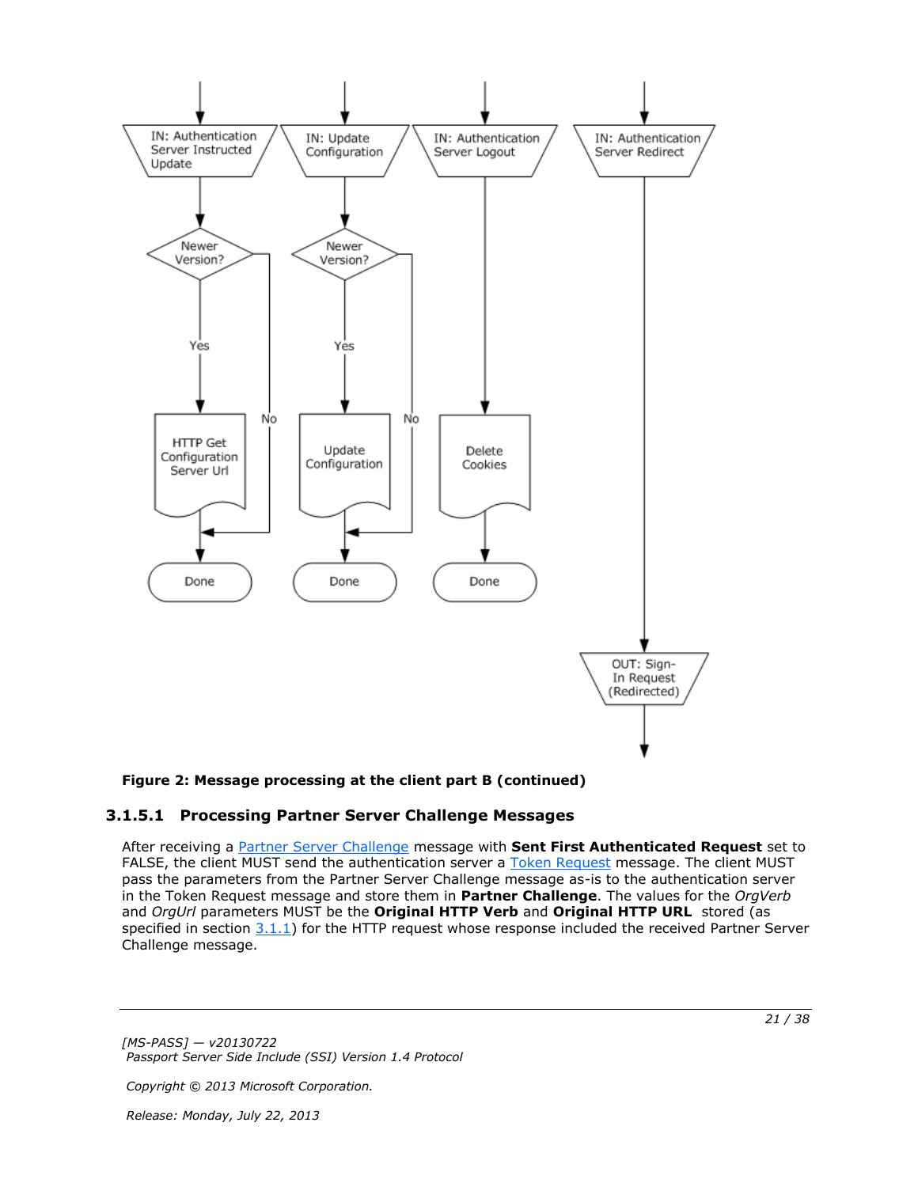**Figure 2: Message processing at the client part B (continued)**

### 3.1.5.1 Processing Partner Server Challenge Messages

After receiving a Partner Server Challenge message with **Sent First Authenticated Request** set to FALSE, the client MUST send the authentication server a Token Request message. The client MUST pass the parameters from the Partner Server Challenge message as-is to the authentication server in the Token Request message and store them in **Partner Challenge**. The values for the *OrgVerb* and *OrgUrl* parameters MUST be the **Original HTTP Verb** and **Original HTTP URL** stored (as specified in section 3.1.1) for the HTTP request whose response included the received Partner Server Challenge message.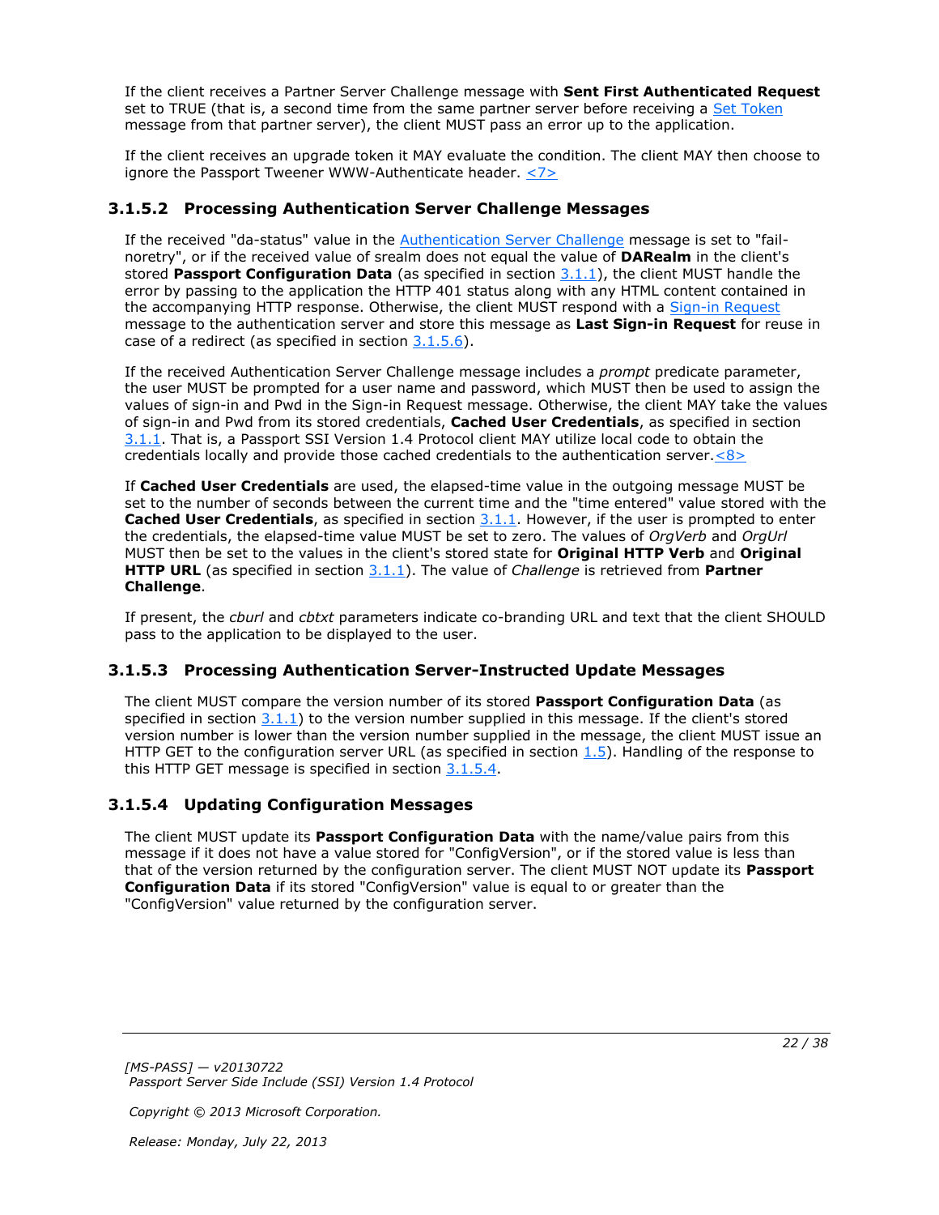If the client receives a Partner Server Challenge message with **Sent First Authenticated Request** set to TRUE (that is, a second time from the same partner server before receiving a Set Token message from that partner server), the client MUST pass an error up to the application.

If the client receives an upgrade token it MAY evaluate the condition. The client MAY then choose to ignore the Passport Tweener WWW-Authenticate header. <7>

### 3.1.5.2 Processing Authentication Server Challenge Messages

If the received "da-status" value in the Authentication Server Challenge message is set to "fail-noretry", or if the received value of srealm does not equal the value of **DARealm** in the client's stored **Passport Configuration Data** (as specified in section 3.1.1), the client MUST handle the error by passing to the application the HTTP 401 status along with any HTML content contained in the accompanying HTTP response. Otherwise, the client MUST respond with a Sign-in Request message to the authentication server and store this message as **Last Sign-in Request** for reuse in case of a redirect (as specified in section 3.1.5.6).

If the received Authentication Server Challenge message includes a *prompt* predicate parameter, the user MUST be prompted for a user name and password, which MUST then be used to assign the values of sign-in and Pwd in the Sign-in Request message. Otherwise, the client MAY take the values of sign-in and Pwd from its stored credentials, **Cached User Credentials**, as specified in section 3.1.1. That is, a Passport SSI Version 1.4 Protocol client MAY utilize local code to obtain the credentials locally and provide those cached credentials to the authentication server.<8>

If **Cached User Credentials** are used, the elapsed-time value in the outgoing message MUST be set to the number of seconds between the current time and the "time entered" value stored with the **Cached User Credentials**, as specified in section 3.1.1. However, if the user is prompted to enter the credentials, the elapsed-time value MUST be set to zero. The values of *OrgVerb* and *OrgUrl* MUST then be set to the values in the client's stored state for **Original HTTP Verb** and **Original HTTP URL** (as specified in section 3.1.1). The value of *Challenge* is retrieved from **Partner Challenge**.

If present, the *cburl* and *cbtxt* parameters indicate co-branding URL and text that the client SHOULD pass to the application to be displayed to the user.

### 3.1.5.3 Processing Authentication Server-Instructed Update Messages

The client MUST compare the version number of its stored **Passport Configuration Data** (as specified in section 3.1.1) to the version number supplied in this message. If the client's stored version number is lower than the version number supplied in the message, the client MUST issue an HTTP GET to the configuration server URL (as specified in section 1.5). Handling of the response to this HTTP GET message is specified in section 3.1.5.4.

### 3.1.5.4 Updating Configuration Messages

The client MUST update its **Passport Configuration Data** with the name/value pairs from this message if it does not have a value stored for "ConfigVersion", or if the stored value is less than that of the version returned by the configuration server. The client MUST NOT update its **Passport Configuration Data** if its stored "ConfigVersion" value is equal to or greater than the "ConfigVersion" value returned by the configuration server.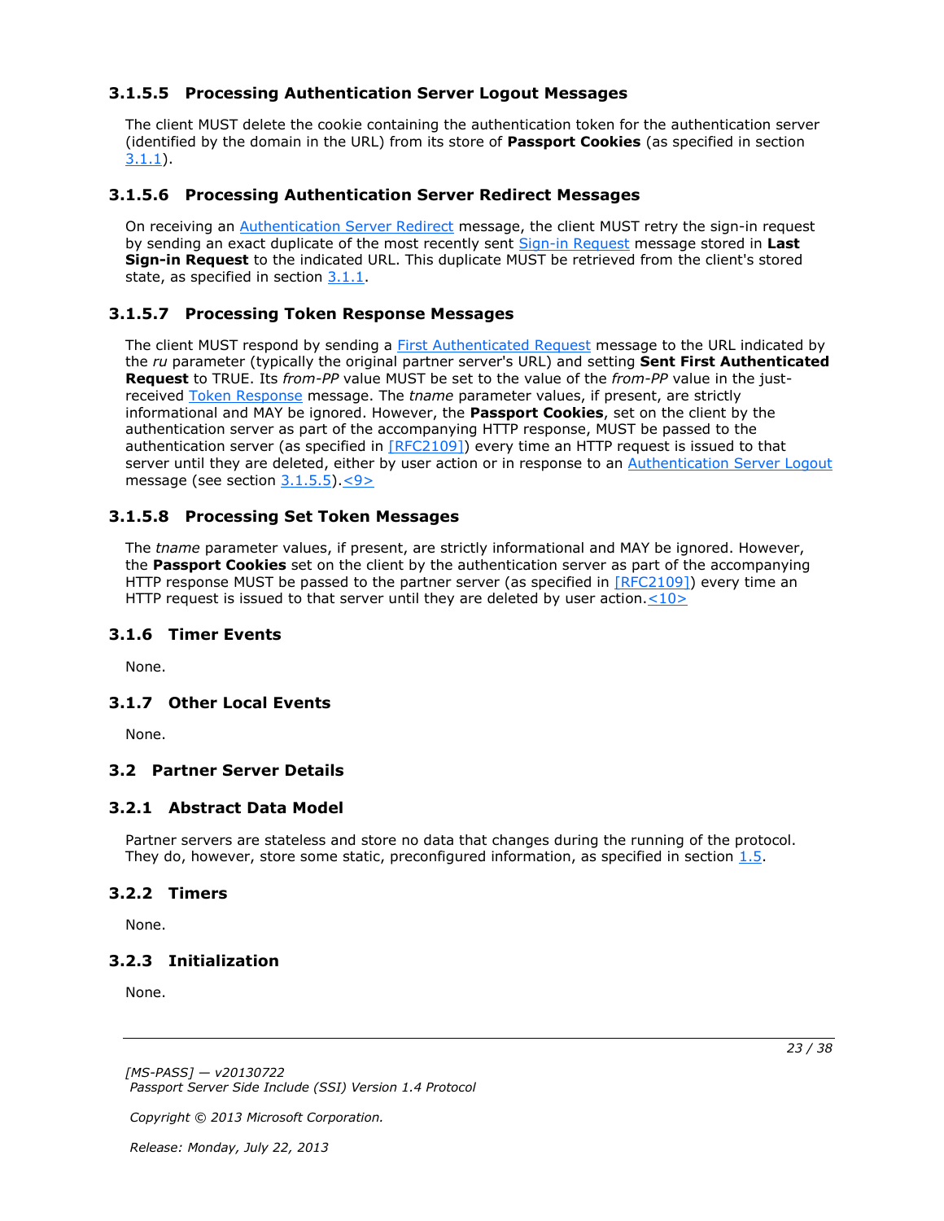### 3.1.5.5 Processing Authentication Server Logout Messages

The client MUST delete the cookie containing the authentication token for the authentication server (identified by the domain in the URL) from its store of **Passport Cookies** (as specified in section 3.1.1).

### 3.1.5.6 Processing Authentication Server Redirect Messages

On receiving an Authentication Server Redirect message, the client MUST retry the sign-in request by sending an exact duplicate of the most recently sent Sign-in Request message stored in **Last Sign-in Request** to the indicated URL. This duplicate MUST be retrieved from the client's stored state, as specified in section 3.1.1.

### 3.1.5.7 Processing Token Response Messages

The client MUST respond by sending a First Authenticated Request message to the URL indicated by the *ru* parameter (typically the original partner server's URL) and setting **Sent First Authenticated Request** to TRUE. Its *from-PP* value MUST be set to the value of the *from-PP* value in the just-received Token Response message. The *tname* parameter values, if present, are strictly informational and MAY be ignored. However, the **Passport Cookies**, set on the client by the authentication server as part of the accompanying HTTP response, MUST be passed to the authentication server (as specified in [RFC2109]) every time an HTTP request is issued to that server until they are deleted, either by user action or in response to an Authentication Server Logout message (see section 3.1.5.5).<9>

### 3.1.5.8 Processing Set Token Messages

The *tname* parameter values, if present, are strictly informational and MAY be ignored. However, the **Passport Cookies** set on the client by the authentication server as part of the accompanying HTTP response MUST be passed to the partner server (as specified in [RFC2109]) every time an HTTP request is issued to that server until they are deleted by user action.<10>

### 3.1.6 Timer Events

None.

### 3.1.7 Other Local Events

None.

## 3.2 Partner Server Details

### 3.2.1 Abstract Data Model

Partner servers are stateless and store no data that changes during the running of the protocol. They do, however, store some static, preconfigured information, as specified in section 1.5.

### 3.2.2 Timers

None.

### 3.2.3 Initialization

None.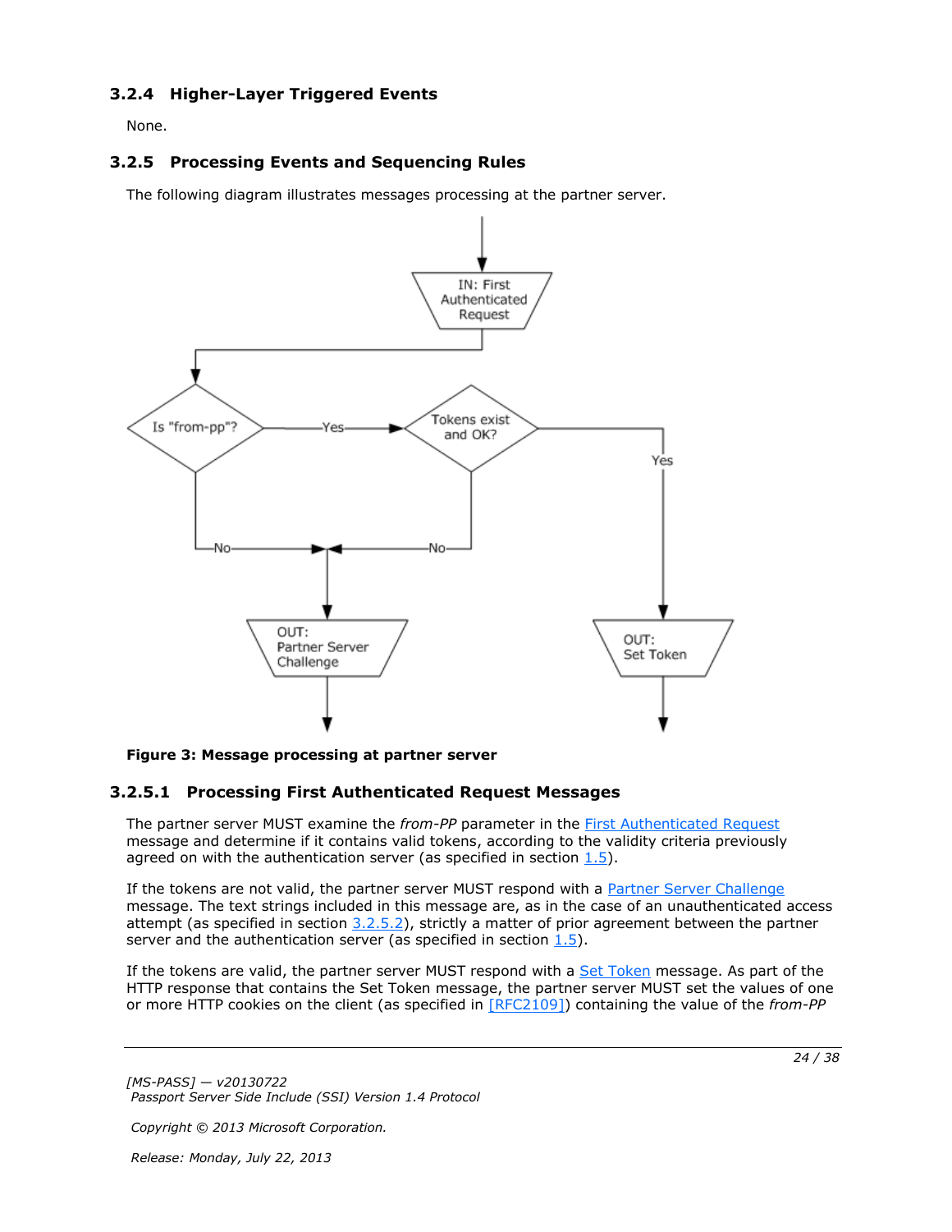### 3.2.4 Higher-Layer Triggered Events

None.

### 3.2.5 Processing Events and Sequencing Rules

The following diagram illustrates messages processing at the partner server.

**Figure 3: Message processing at partner server**

#### 3.2.5.1 Processing First Authenticated Request Messages

The partner server MUST examine the *from-PP* parameter in the First Authenticated Request message and determine if it contains valid tokens, according to the validity criteria previously agreed on with the authentication server (as specified in section 1.5).

If the tokens are not valid, the partner server MUST respond with a Partner Server Challenge message. The text strings included in this message are, as in the case of an unauthenticated access attempt (as specified in section 3.2.5.2), strictly a matter of prior agreement between the partner server and the authentication server (as specified in section 1.5).

If the tokens are valid, the partner server MUST respond with a Set Token message. As part of the HTTP response that contains the Set Token message, the partner server MUST set the values of one or more HTTP cookies on the client (as specified in [RFC2109]) containing the value of the *from-PP*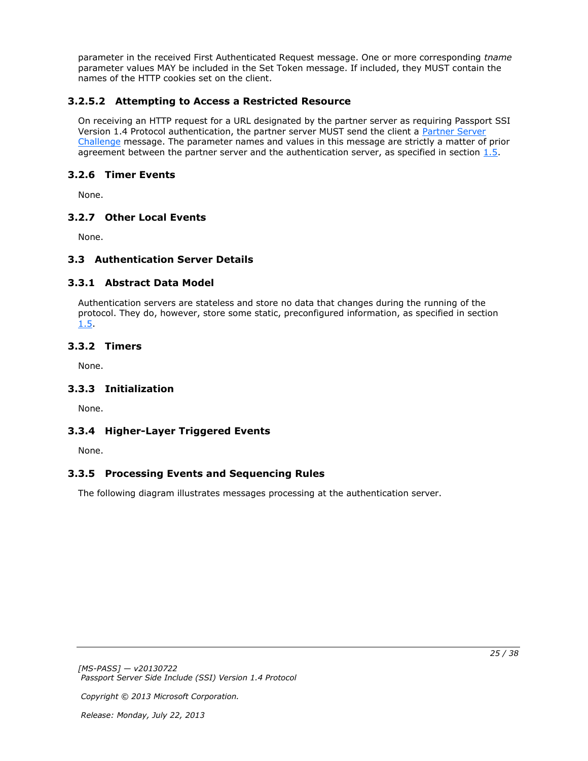parameter in the received First Authenticated Request message. One or more corresponding *tname* parameter values MAY be included in the Set Token message. If included, they MUST contain the names of the HTTP cookies set on the client.

#### 3.2.5.2 Attempting to Access a Restricted Resource

On receiving an HTTP request for a URL designated by the partner server as requiring Passport SSI Version 1.4 Protocol authentication, the partner server MUST send the client a Partner Server Challenge message. The parameter names and values in this message are strictly a matter of prior agreement between the partner server and the authentication server, as specified in section 1.5.

### 3.2.6 Timer Events

None.

### 3.2.7 Other Local Events

None.

## 3.3 Authentication Server Details

### 3.3.1 Abstract Data Model

Authentication servers are stateless and store no data that changes during the running of the protocol. They do, however, store some static, preconfigured information, as specified in section 1.5.

### 3.3.2 Timers

None.

### 3.3.3 Initialization

None.

### 3.3.4 Higher-Layer Triggered Events

None.

### 3.3.5 Processing Events and Sequencing Rules

The following diagram illustrates messages processing at the authentication server.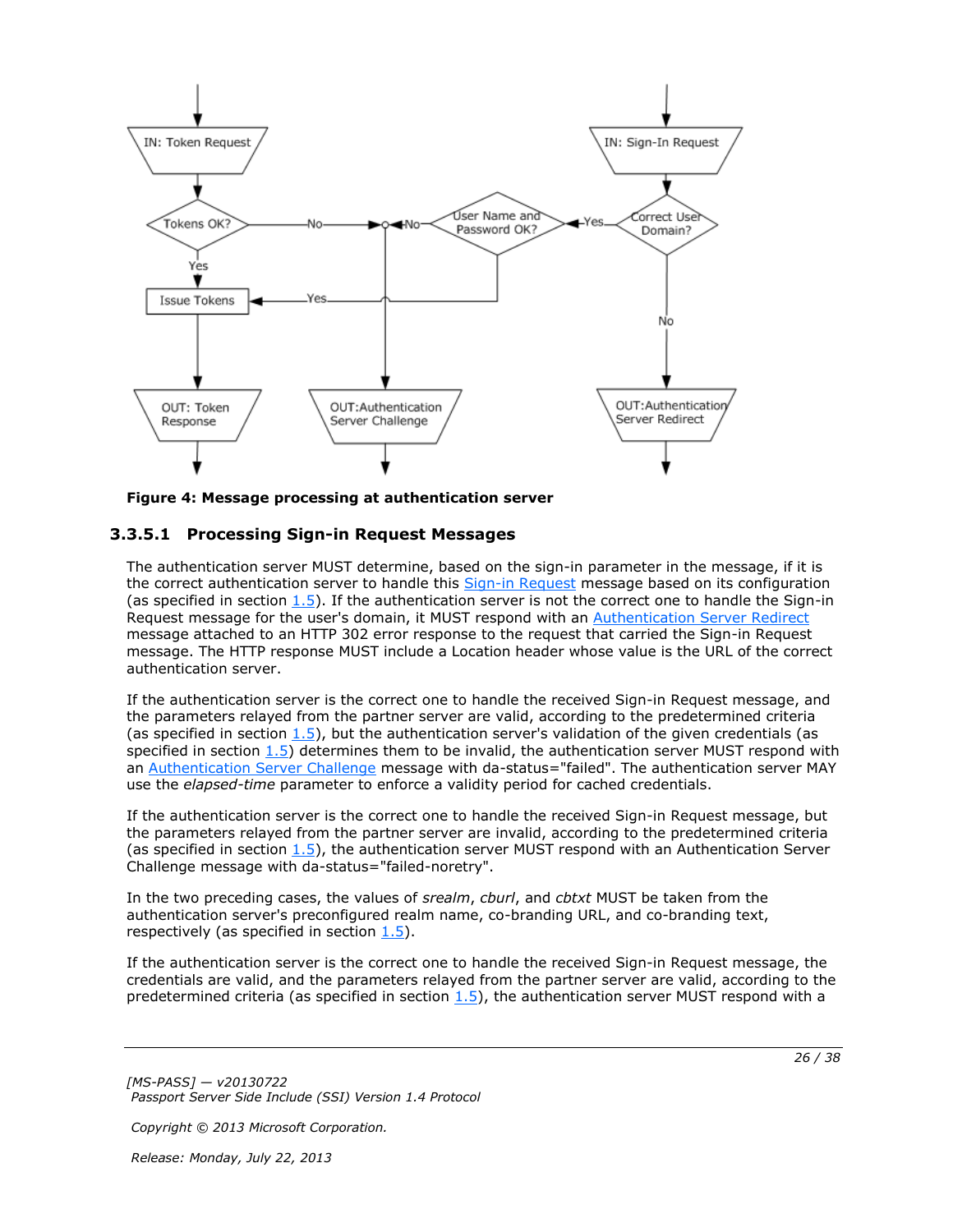**Figure 4: Message processing at authentication server**

#### 3.3.5.1 Processing Sign-in Request Messages

The authentication server MUST determine, based on the sign-in parameter in the message, if it is the correct authentication server to handle this Sign-in Request message based on its configuration (as specified in section 1.5). If the authentication server is not the correct one to handle the Sign-in Request message for the user's domain, it MUST respond with an Authentication Server Redirect message attached to an HTTP 302 error response to the request that carried the Sign-in Request message. The HTTP response MUST include a Location header whose value is the URL of the correct authentication server.

If the authentication server is the correct one to handle the received Sign-in Request message, and the parameters relayed from the partner server are valid, according to the predetermined criteria (as specified in section 1.5), but the authentication server's validation of the given credentials (as specified in section 1.5) determines them to be invalid, the authentication server MUST respond with an Authentication Server Challenge message with da-status="failed". The authentication server MAY use the *elapsed-time* parameter to enforce a validity period for cached credentials.

If the authentication server is the correct one to handle the received Sign-in Request message, but the parameters relayed from the partner server are invalid, according to the predetermined criteria (as specified in section 1.5), the authentication server MUST respond with an Authentication Server Challenge message with da-status="failed-noretry".

In the two preceding cases, the values of *srealm*, *cburl*, and *cbtxt* MUST be taken from the authentication server's preconfigured realm name, co-branding URL, and co-branding text, respectively (as specified in section 1.5).

If the authentication server is the correct one to handle the received Sign-in Request message, the credentials are valid, and the parameters relayed from the partner server are valid, according to the predetermined criteria (as specified in section 1.5), the authentication server MUST respond with a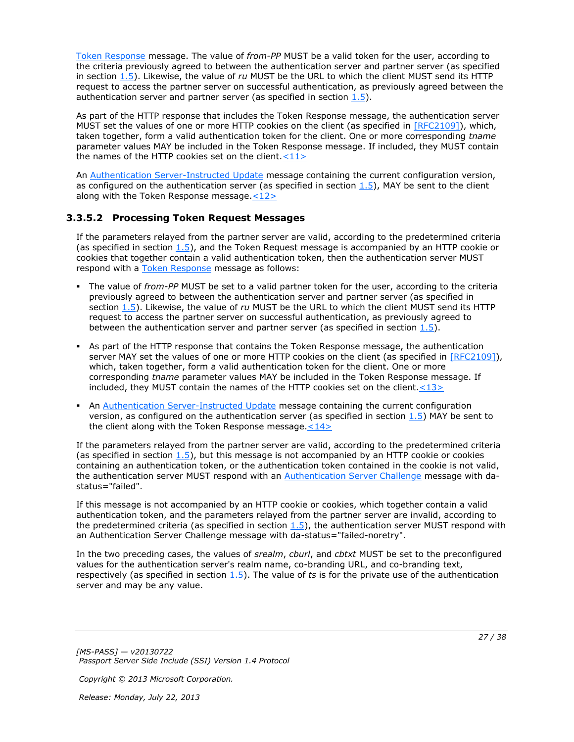Token Response message. The value of *from-PP* MUST be a valid token for the user, according to the criteria previously agreed to between the authentication server and partner server (as specified in section 1.5). Likewise, the value of *ru* MUST be the URL to which the client MUST send its HTTP request to access the partner server on successful authentication, as previously agreed between the authentication server and partner server (as specified in section 1.5).

As part of the HTTP response that includes the Token Response message, the authentication server MUST set the values of one or more HTTP cookies on the client (as specified in [RFC2109]), which, taken together, form a valid authentication token for the client. One or more corresponding *tname* parameter values MAY be included in the Token Response message. If included, they MUST contain the names of the HTTP cookies set on the client.<11>

An Authentication Server-Instructed Update message containing the current configuration version, as configured on the authentication server (as specified in section 1.5), MAY be sent to the client along with the Token Response message.<12>

### 3.3.5.2 Processing Token Request Messages

If the parameters relayed from the partner server are valid, according to the predetermined criteria (as specified in section 1.5), and the Token Request message is accompanied by an HTTP cookie or cookies that together contain a valid authentication token, then the authentication server MUST respond with a Token Response message as follows:

- The value of *from-PP* MUST be set to a valid partner token for the user, according to the criteria previously agreed to between the authentication server and partner server (as specified in section 1.5). Likewise, the value of *ru* MUST be the URL to which the client MUST send its HTTP request to access the partner server on successful authentication, as previously agreed to between the authentication server and partner server (as specified in section 1.5).
- As part of the HTTP response that contains the Token Response message, the authentication server MAY set the values of one or more HTTP cookies on the client (as specified in [RFC2109]), which, taken together, form a valid authentication token for the client. One or more corresponding *tname* parameter values MAY be included in the Token Response message. If included, they MUST contain the names of the HTTP cookies set on the client.<13>
- An Authentication Server-Instructed Update message containing the current configuration version, as configured on the authentication server (as specified in section 1.5) MAY be sent to the client along with the Token Response message.<14>

If the parameters relayed from the partner server are valid, according to the predetermined criteria (as specified in section 1.5), but this message is not accompanied by an HTTP cookie or cookies containing an authentication token, or the authentication token contained in the cookie is not valid, the authentication server MUST respond with an Authentication Server Challenge message with da-status="failed".

If this message is not accompanied by an HTTP cookie or cookies, which together contain a valid authentication token, and the parameters relayed from the partner server are invalid, according to the predetermined criteria (as specified in section 1.5), the authentication server MUST respond with an Authentication Server Challenge message with da-status="failed-noretry".

In the two preceding cases, the values of *srealm*, *cburl*, and *cbtxt* MUST be set to the preconfigured values for the authentication server's realm name, co-branding URL, and co-branding text, respectively (as specified in section 1.5). The value of *ts* is for the private use of the authentication server and may be any value.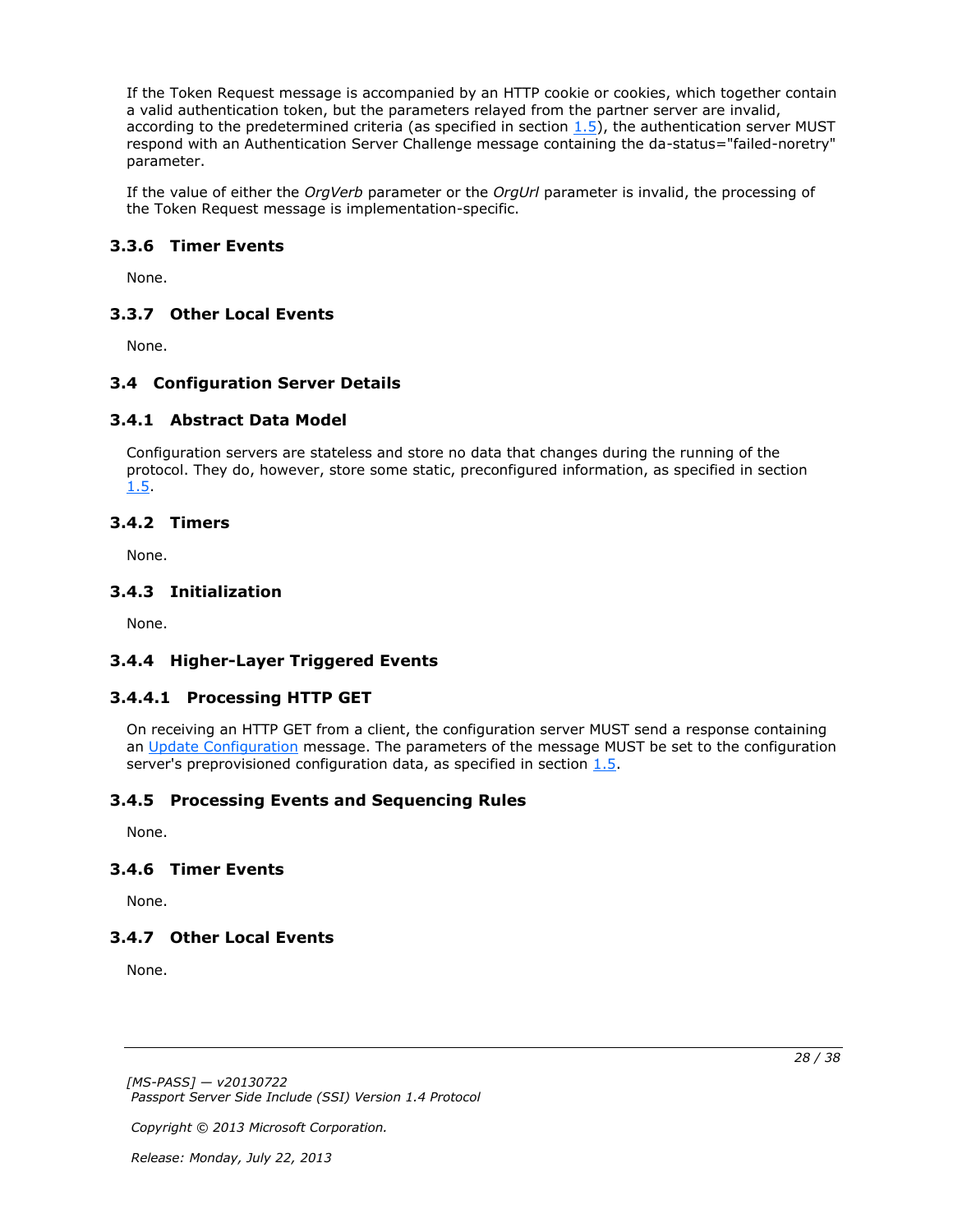If the Token Request message is accompanied by an HTTP cookie or cookies, which together contain a valid authentication token, but the parameters relayed from the partner server are invalid, according to the predetermined criteria (as specified in section 1.5), the authentication server MUST respond with an Authentication Server Challenge message containing the da-status="failed-noretry" parameter.

If the value of either the *OrgVerb* parameter or the *OrgUrl* parameter is invalid, the processing of the Token Request message is implementation-specific.

### 3.3.6 Timer Events

None.

### 3.3.7 Other Local Events

None.

## 3.4 Configuration Server Details

### 3.4.1 Abstract Data Model

Configuration servers are stateless and store no data that changes during the running of the protocol. They do, however, store some static, preconfigured information, as specified in section 1.5.

### 3.4.2 Timers

None.

### 3.4.3 Initialization

None.

### 3.4.4 Higher-Layer Triggered Events

#### 3.4.4.1 Processing HTTP GET

On receiving an HTTP GET from a client, the configuration server MUST send a response containing an Update Configuration message. The parameters of the message MUST be set to the configuration server's preprovisioned configuration data, as specified in section 1.5.

### 3.4.5 Processing Events and Sequencing Rules

None.

### 3.4.6 Timer Events

None.

### 3.4.7 Other Local Events

None.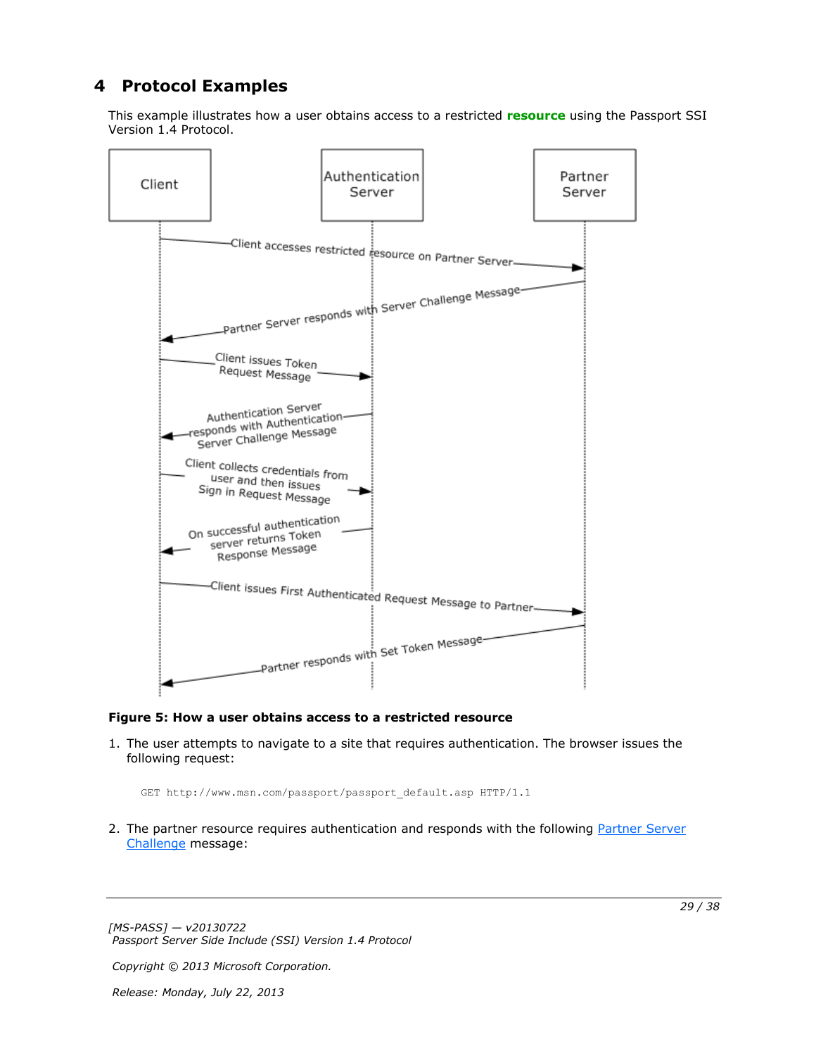# 4 Protocol Examples

This example illustrates how a user obtains access to a restricted **resource** using the Passport SSI Version 1.4 Protocol.

**Figure 5: How a user obtains access to a restricted resource**

1. The user attempts to navigate to a site that requires authentication. The browser issues the following request:

```
GET http://www.msn.com/passport/passport_default.asp HTTP/1.1
```

2. The partner resource requires authentication and responds with the following Partner Server Challenge message: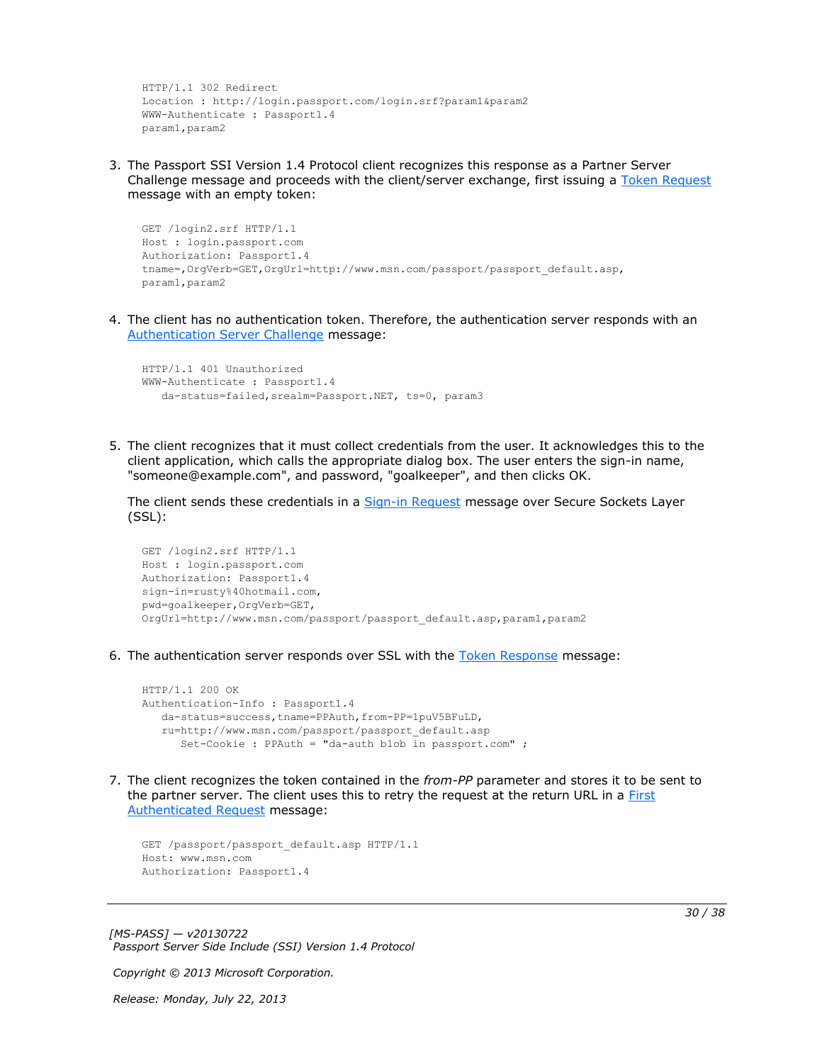```
HTTP/1.1 302 Redirect
Location : http://login.passport.com/login.srf?param1&param2
WWW-Authenticate : Passport1.4
param1,param2
```

3. The Passport SSI Version 1.4 Protocol client recognizes this response as a Partner Server Challenge message and proceeds with the client/server exchange, first issuing a Token Request message with an empty token:

```
GET /login2.srf HTTP/1.1
Host : login.passport.com
Authorization: Passport1.4
tname=,OrgVerb=GET,OrgUrl=http://www.msn.com/passport/passport_default.asp,
param1,param2
```

4. The client has no authentication token. Therefore, the authentication server responds with an Authentication Server Challenge message:

```
HTTP/1.1 401 Unauthorized
WWW-Authenticate : Passport1.4
   da-status=failed,srealm=Passport.NET, ts=0, param3
```

5. The client recognizes that it must collect credentials from the user. It acknowledges this to the client application, which calls the appropriate dialog box. The user enters the sign-in name, "someone@example.com", and password, "goalkeeper", and then clicks OK.

   The client sends these credentials in a Sign-in Request message over Secure Sockets Layer (SSL):

```
GET /login2.srf HTTP/1.1
Host : login.passport.com
Authorization: Passport1.4
sign-in=rusty%40hotmail.com,
pwd=goalkeeper,OrgVerb=GET,
OrgUrl=http://www.msn.com/passport/passport_default.asp,param1,param2
```

6. The authentication server responds over SSL with the Token Response message:

```
HTTP/1.1 200 OK
Authentication-Info : Passport1.4
   da-status=success,tname=PPAuth,from-PP=1puV5BFuLD,
   ru=http://www.msn.com/passport/passport_default.asp
      Set-Cookie : PPAuth = "da-auth blob in passport.com" ;
```

7. The client recognizes the token contained in the *from-PP* parameter and stores it to be sent to the partner server. The client uses this to retry the request at the return URL in a First Authenticated Request message:

```
GET /passport/passport_default.asp HTTP/1.1
Host: www.msn.com
Authorization: Passport1.4
```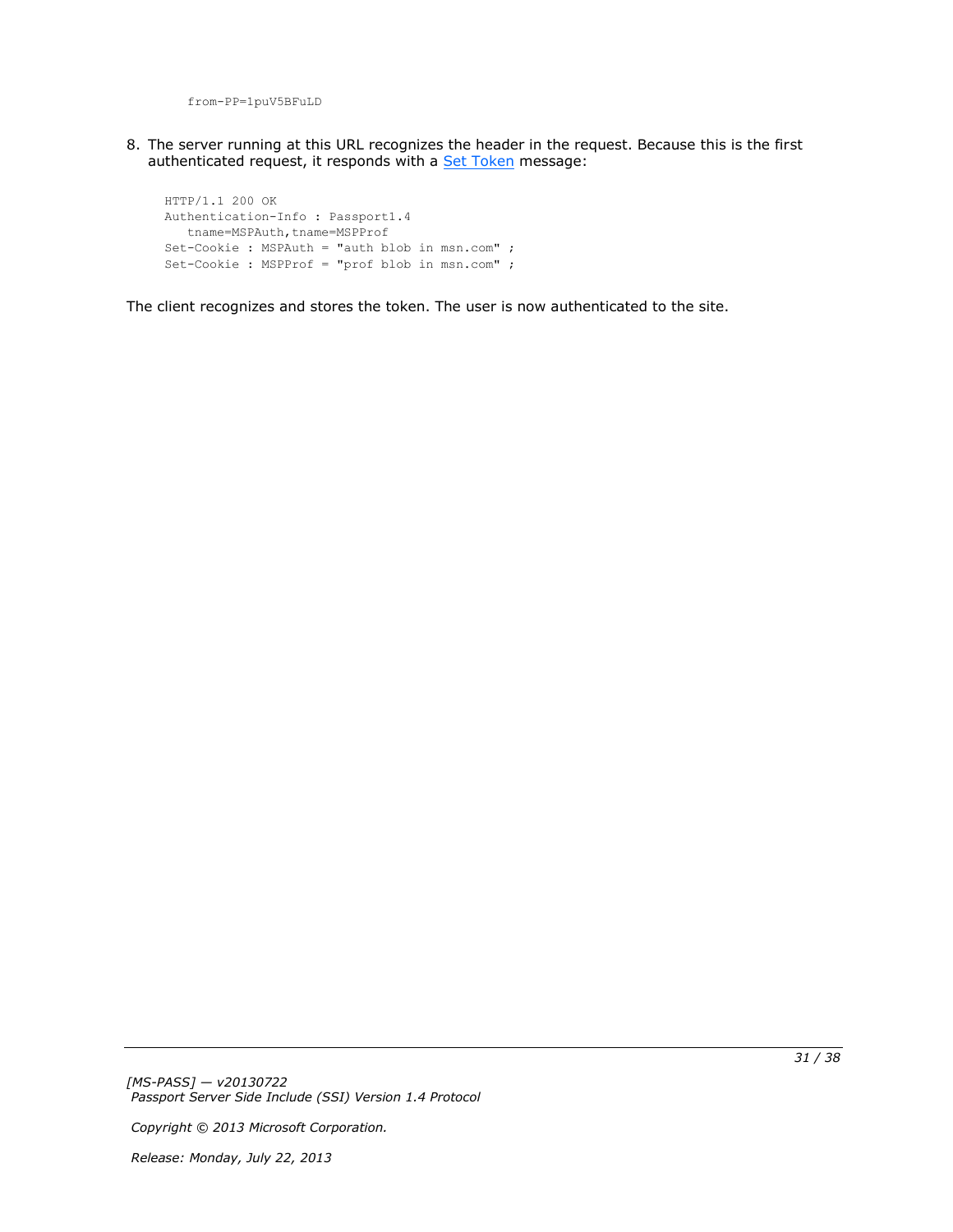```
   from-PP=1puV5BFuLD
```

8. The server running at this URL recognizes the header in the request. Because this is the first authenticated request, it responds with a Set Token message:

```
HTTP/1.1 200 OK
Authentication-Info : Passport1.4
   tname=MSPAuth,tname=MSPProf
Set-Cookie : MSPAuth = "auth blob in msn.com" ;
Set-Cookie : MSPProf = "prof blob in msn.com" ;
```

The client recognizes and stores the token. The user is now authenticated to the site.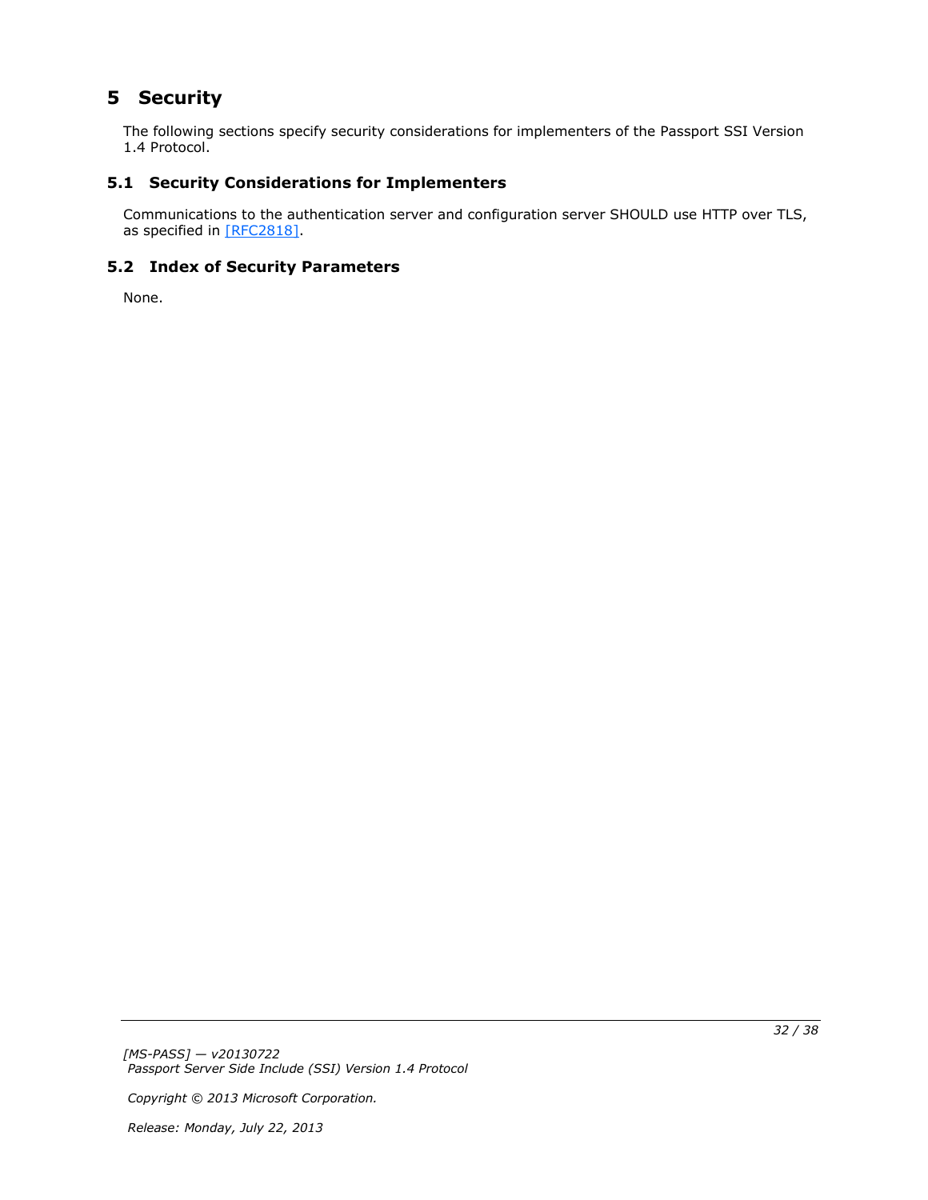# 5 Security

The following sections specify security considerations for implementers of the Passport SSI Version 1.4 Protocol.

## 5.1 Security Considerations for Implementers

Communications to the authentication server and configuration server SHOULD use HTTP over TLS, as specified in [RFC2818].

## 5.2 Index of Security Parameters

None.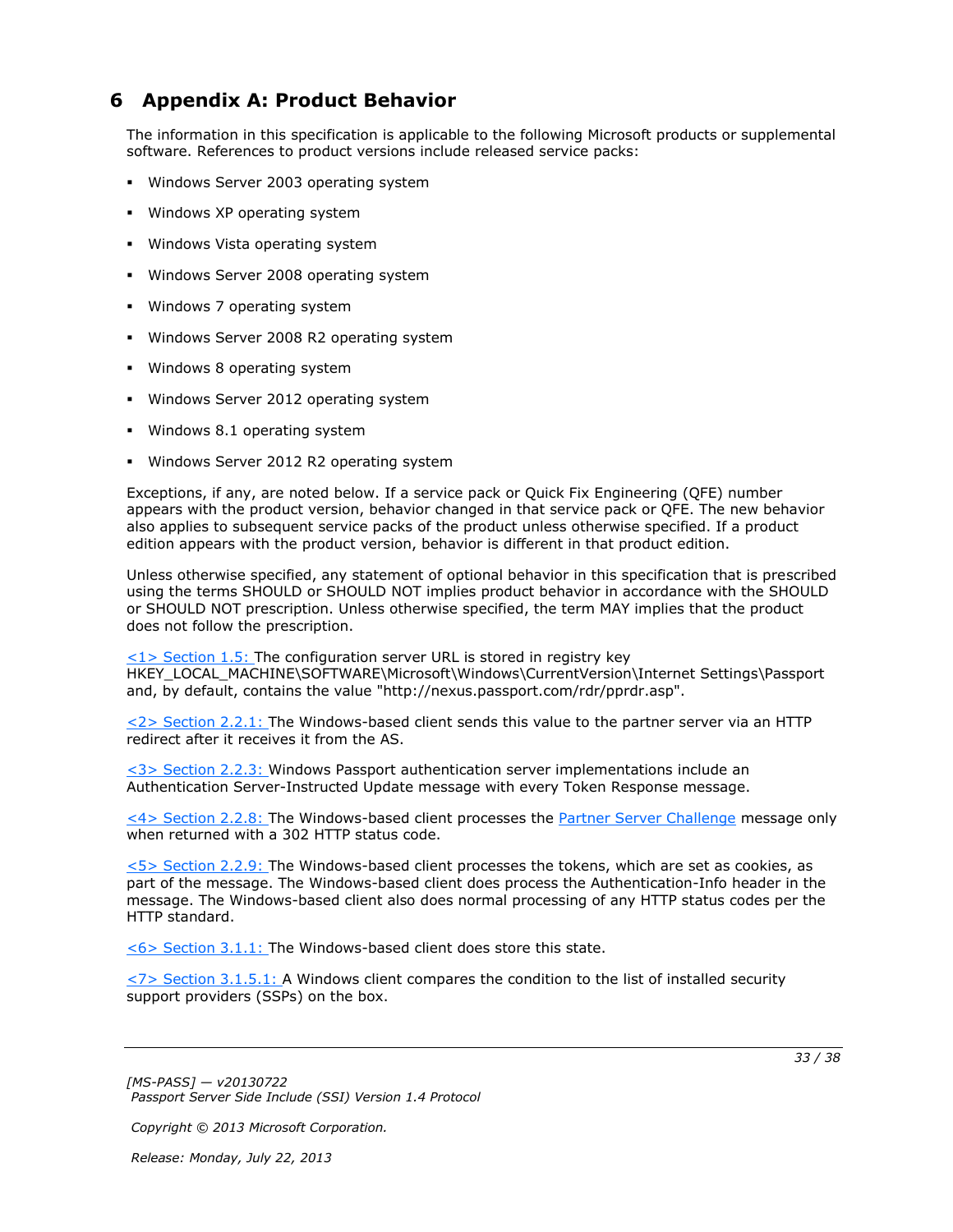# 6 Appendix A: Product Behavior

The information in this specification is applicable to the following Microsoft products or supplemental software. References to product versions include released service packs:

- Windows Server 2003 operating system
- Windows XP operating system
- Windows Vista operating system
- Windows Server 2008 operating system
- Windows 7 operating system
- Windows Server 2008 R2 operating system
- Windows 8 operating system
- Windows Server 2012 operating system
- Windows 8.1 operating system
- Windows Server 2012 R2 operating system

Exceptions, if any, are noted below. If a service pack or Quick Fix Engineering (QFE) number appears with the product version, behavior changed in that service pack or QFE. The new behavior also applies to subsequent service packs of the product unless otherwise specified. If a product edition appears with the product version, behavior is different in that product edition.

Unless otherwise specified, any statement of optional behavior in this specification that is prescribed using the terms SHOULD or SHOULD NOT implies product behavior in accordance with the SHOULD or SHOULD NOT prescription. Unless otherwise specified, the term MAY implies that the product does not follow the prescription.

<1> Section 1.5: The configuration server URL is stored in registry key HKEY_LOCAL_MACHINE\SOFTWARE\Microsoft\Windows\CurrentVersion\Internet Settings\Passport and, by default, contains the value "http://nexus.passport.com/rdr/pprdr.asp".

<2> Section 2.2.1: The Windows-based client sends this value to the partner server via an HTTP redirect after it receives it from the AS.

<3> Section 2.2.3: Windows Passport authentication server implementations include an Authentication Server-Instructed Update message with every Token Response message.

<4> Section 2.2.8: The Windows-based client processes the Partner Server Challenge message only when returned with a 302 HTTP status code.

<5> Section 2.2.9: The Windows-based client processes the tokens, which are set as cookies, as part of the message. The Windows-based client does process the Authentication-Info header in the message. The Windows-based client also does normal processing of any HTTP status codes per the HTTP standard.

<6> Section 3.1.1: The Windows-based client does store this state.

<7> Section 3.1.5.1: A Windows client compares the condition to the list of installed security support providers (SSPs) on the box.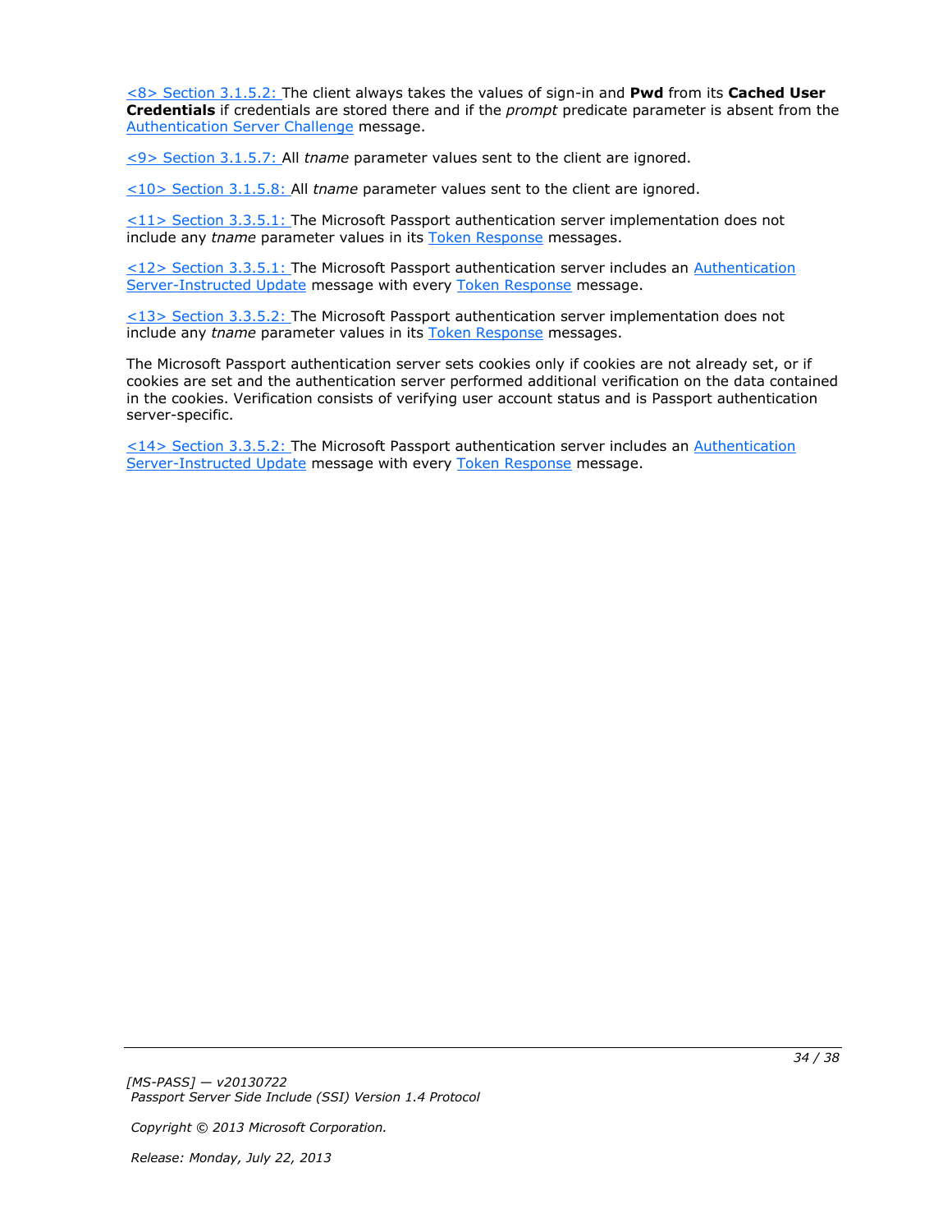<8> Section 3.1.5.2: The client always takes the values of sign-in and **Pwd** from its **Cached User Credentials** if credentials are stored there and if the *prompt* predicate parameter is absent from the Authentication Server Challenge message.

<9> Section 3.1.5.7: All *tname* parameter values sent to the client are ignored.

<10> Section 3.1.5.8: All *tname* parameter values sent to the client are ignored.

<11> Section 3.3.5.1: The Microsoft Passport authentication server implementation does not include any *tname* parameter values in its Token Response messages.

<12> Section 3.3.5.1: The Microsoft Passport authentication server includes an Authentication Server-Instructed Update message with every Token Response message.

<13> Section 3.3.5.2: The Microsoft Passport authentication server implementation does not include any *tname* parameter values in its Token Response messages.

The Microsoft Passport authentication server sets cookies only if cookies are not already set, or if cookies are set and the authentication server performed additional verification on the data contained in the cookies. Verification consists of verifying user account status and is Passport authentication server-specific.

<14> Section 3.3.5.2: The Microsoft Passport authentication server includes an Authentication Server-Instructed Update message with every Token Response message.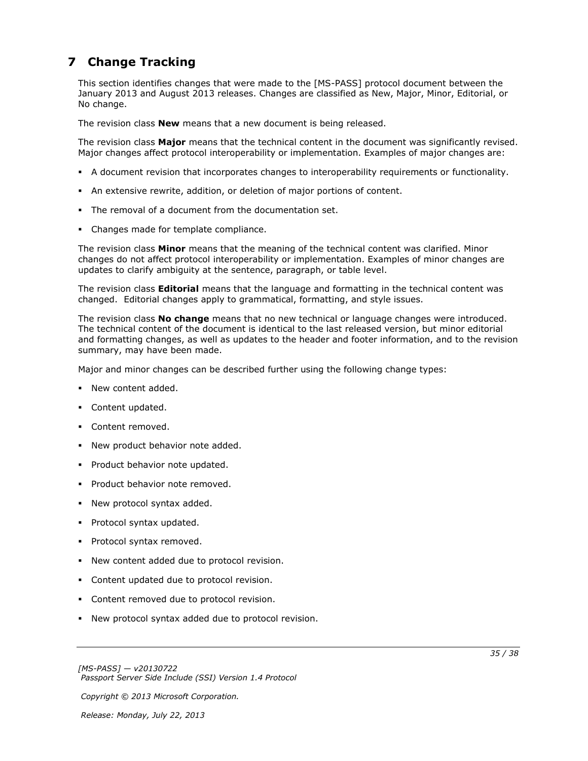# 7 Change Tracking

This section identifies changes that were made to the [MS-PASS] protocol document between the January 2013 and August 2013 releases. Changes are classified as New, Major, Minor, Editorial, or No change.

The revision class **New** means that a new document is being released.

The revision class **Major** means that the technical content in the document was significantly revised. Major changes affect protocol interoperability or implementation. Examples of major changes are:

- A document revision that incorporates changes to interoperability requirements or functionality.
- An extensive rewrite, addition, or deletion of major portions of content.
- The removal of a document from the documentation set.
- Changes made for template compliance.

The revision class **Minor** means that the meaning of the technical content was clarified. Minor changes do not affect protocol interoperability or implementation. Examples of minor changes are updates to clarify ambiguity at the sentence, paragraph, or table level.

The revision class **Editorial** means that the language and formatting in the technical content was changed. Editorial changes apply to grammatical, formatting, and style issues.

The revision class **No change** means that no new technical or language changes were introduced. The technical content of the document is identical to the last released version, but minor editorial and formatting changes, as well as updates to the header and footer information, and to the revision summary, may have been made.

Major and minor changes can be described further using the following change types:

- New content added.
- Content updated.
- Content removed.
- New product behavior note added.
- Product behavior note updated.
- Product behavior note removed.
- New protocol syntax added.
- Protocol syntax updated.
- Protocol syntax removed.
- New content added due to protocol revision.
- Content updated due to protocol revision.
- Content removed due to protocol revision.
- New protocol syntax added due to protocol revision.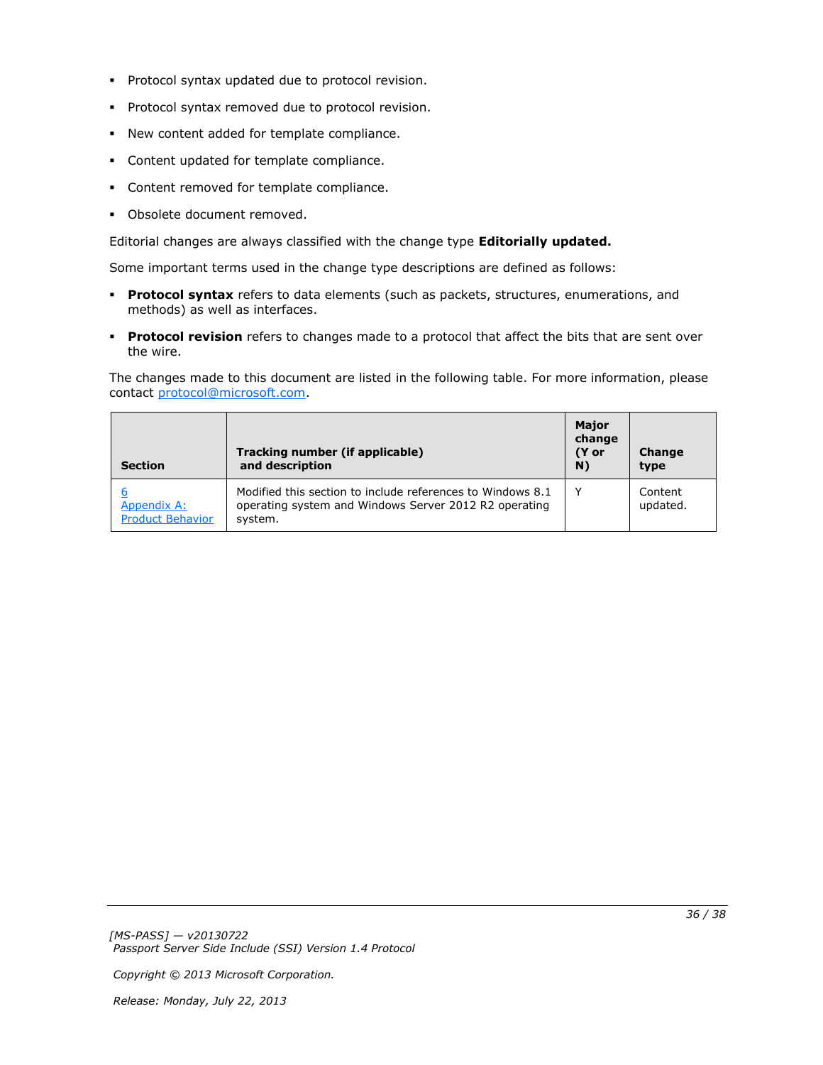- Protocol syntax updated due to protocol revision.
- Protocol syntax removed due to protocol revision.
- New content added for template compliance.
- Content updated for template compliance.
- Content removed for template compliance.
- Obsolete document removed.

Editorial changes are always classified with the change type **Editorially updated.**

Some important terms used in the change type descriptions are defined as follows:

- **Protocol syntax** refers to data elements (such as packets, structures, enumerations, and methods) as well as interfaces.
- **Protocol revision** refers to changes made to a protocol that affect the bits that are sent over the wire.

The changes made to this document are listed in the following table. For more information, please contact protocol@microsoft.com.

| Section | Tracking number (if applicable) and description | Major change (Y or N) | Change type |
| --- | --- | --- | --- |
| 6 Appendix A: Product Behavior | Modified this section to include references to Windows 8.1 operating system and Windows Server 2012 R2 operating system. | Y | Content updated. |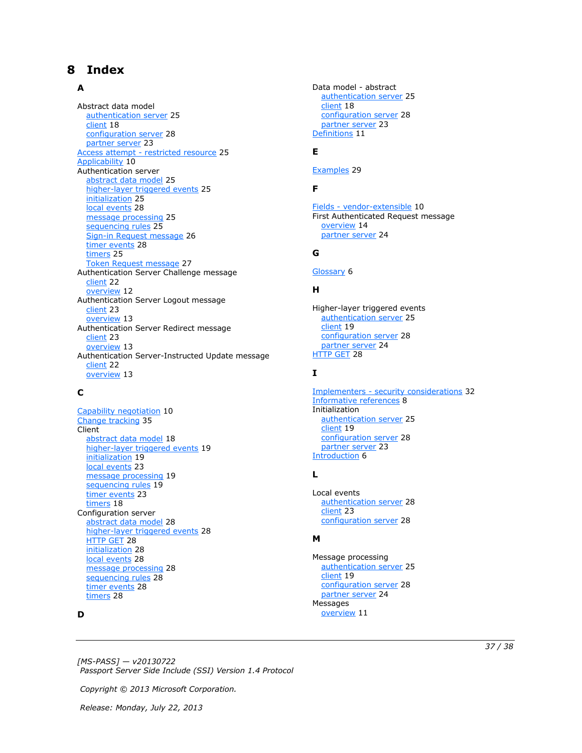# 8 Index

**A**

Abstract data model
  authentication server 25
  client 18
  configuration server 28
  partner server 23
Access attempt - restricted resource 25
Applicability 10
Authentication server
  abstract data model 25
  higher-layer triggered events 25
  initialization 25
  local events 28
  message processing 25
  sequencing rules 25
  Sign-in Request message 26
  timer events 28
  timers 25
  Token Request message 27
Authentication Server Challenge message
  client 22
  overview 12
Authentication Server Logout message
  client 23
  overview 13
Authentication Server Redirect message
  client 23
  overview 13
Authentication Server-Instructed Update message
  client 22
  overview 13

**C**

Capability negotiation 10
Change tracking 35
Client
  abstract data model 18
  higher-layer triggered events 19
  initialization 19
  local events 23
  message processing 19
  sequencing rules 19
  timer events 23
  timers 18
Configuration server
  abstract data model 28
  higher-layer triggered events 28
  HTTP GET 28
  initialization 28
  local events 28
  message processing 28
  sequencing rules 28
  timer events 28
  timers 28

**D**

Data model - abstract
  authentication server 25
  client 18
  configuration server 28
  partner server 23
Definitions 11

**E**

Examples 29

**F**

Fields - vendor-extensible 10
First Authenticated Request message
  overview 14
  partner server 24

**G**

Glossary 6

**H**

Higher-layer triggered events
  authentication server 25
  client 19
  configuration server 28
  partner server 24
HTTP GET 28

**I**

Implementers - security considerations 32
Informative references 8
Initialization
  authentication server 25
  client 19
  configuration server 28
  partner server 23
Introduction 6

**L**

Local events
  authentication server 28
  client 23
  configuration server 28

**M**

Message processing
  authentication server 25
  client 19
  configuration server 28
  partner server 24
Messages
  overview 11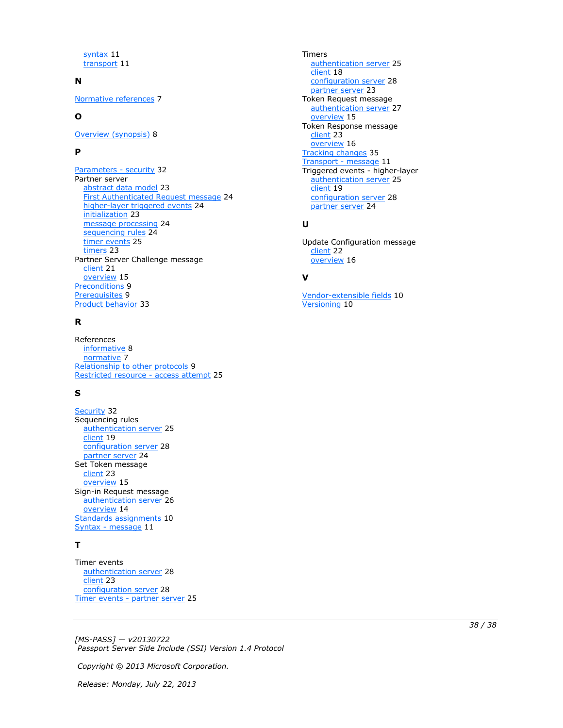syntax 11
transport 11

**N**

Normative references 7

**O**

Overview (synopsis) 8

**P**

Parameters - security 32
Partner server
  abstract data model 23
  First Authenticated Request message 24
  higher-layer triggered events 24
  initialization 23
  message processing 24
  sequencing rules 24
  timer events 25
  timers 23
Partner Server Challenge message
  client 21
  overview 15
Preconditions 9
Prerequisites 9
Product behavior 33

**R**

References
  informative 8
  normative 7
Relationship to other protocols 9
Restricted resource - access attempt 25

**S**

Security 32
Sequencing rules
  authentication server 25
  client 19
  configuration server 28
  partner server 24
Set Token message
  client 23
  overview 15
Sign-in Request message
  authentication server 26
  overview 14
Standards assignments 10
Syntax - message 11

**T**

Timer events
  authentication server 28
  client 23
  configuration server 28
Timer events - partner server 25
Timers
  authentication server 25
  client 18
  configuration server 28
  partner server 23
Token Request message
  authentication server 27
  overview 15
Token Response message
  client 23
  overview 16
Tracking changes 35
Transport - message 11
Triggered events - higher-layer
  authentication server 25
  client 19
  configuration server 28
  partner server 24

**U**

Update Configuration message
  client 22
  overview 16

**V**

Vendor-extensible fields 10
Versioning 10